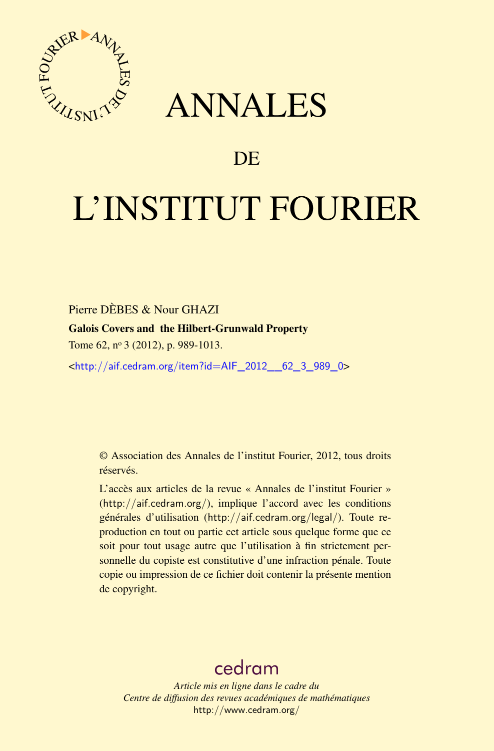# ANNALES

## DE

# L'INSTITUT FOURIER

Pierre DÈBES & Nour GHAZI

**Galois Covers and the Hilbert-Grunwald Property**

Tome 62, nº 3 (2012), p. 989-1013.

<http://aif.cedram.org/item?id=AIF_2012__62_3_989_0>

© Association des Annales de l'institut Fourier, 2012, tous droits réservés.

L'accès aux articles de la revue « Annales de l'institut Fourier » (http://aif.cedram.org/), implique l'accord avec les conditions générales d'utilisation (http://aif.cedram.org/legal/). Toute reproduction en tout ou partie cet article sous quelque forme que ce soit pour tout usage autre que l'utilisation à fin strictement personnelle du copiste est constitutive d'une infraction pénale. Toute copie ou impression de ce fichier doit contenir la présente mention de copyright.

cedram

*Article mis en ligne dans le cadre du*
*Centre de diffusion des revues académiques de mathématiques*
http://www.cedram.org/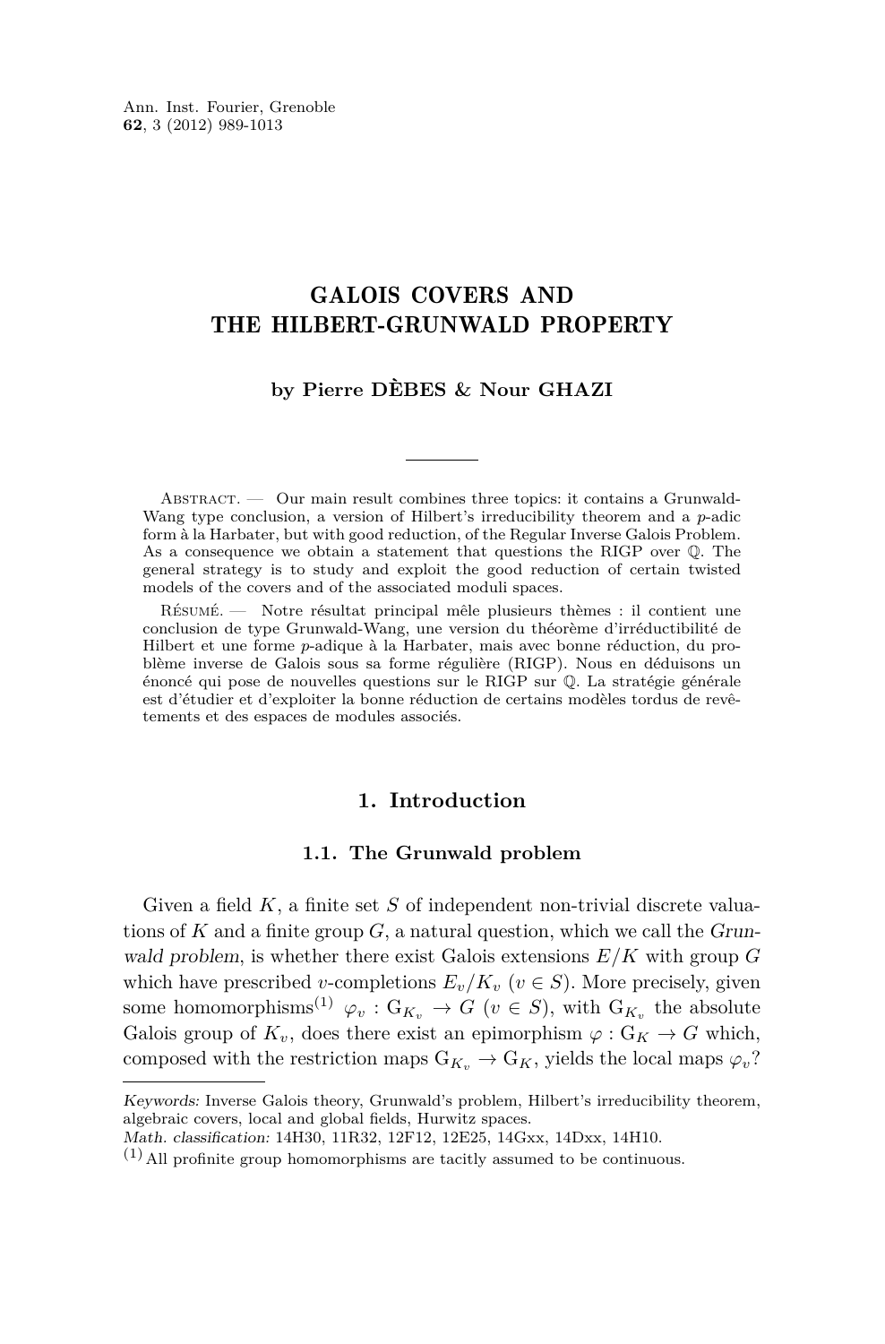# GALOIS COVERS AND THE HILBERT-GRUNWALD PROPERTY

**by Pierre DÈBES & Nour GHAZI**

Abstract. — Our main result combines three topics: it contains a Grunwald-Wang type conclusion, a version of Hilbert's irreducibility theorem and a $p$-adic form à la Harbater, but with good reduction, of the Regular Inverse Galois Problem. As a consequence we obtain a statement that questions the RIGP over $\mathbb{Q}$. The general strategy is to study and exploit the good reduction of certain twisted models of the covers and of the associated moduli spaces.

Résumé. — Notre résultat principal mêle plusieurs thèmes : il contient une conclusion de type Grunwald-Wang, une version du théorème d'irréductibilité de Hilbert et une forme $p$-adique à la Harbater, mais avec bonne réduction, du problème inverse de Galois sous sa forme régulière (RIGP). Nous en déduisons un énoncé qui pose de nouvelles questions sur le RIGP sur $\mathbb{Q}$. La stratégie générale est d'étudier et d'exploiter la bonne réduction de certains modèles tordus de revêtements et des espaces de modules associés.

## 1. Introduction

### 1.1. The Grunwald problem

Given a field $K$, a finite set $S$ of independent non-trivial discrete valuations of $K$ and a finite group $G$, a natural question, which we call the *Grunwald problem*, is whether there exist Galois extensions $E/K$ with group $G$ which have prescribed $v$-completions $E_v/K_v$ ($v \in S$). More precisely, given some homomorphisms[(1)] $\varphi_v : \mathrm{G}_{K_v} \to G$ ($v \in S$), with $\mathrm{G}_{K_v}$ the absolute Galois group of $K_v$, does there exist an epimorphism $\varphi : \mathrm{G}_K \to G$ which, composed with the restriction maps $\mathrm{G}_{K_v} \to \mathrm{G}_K$, yields the local maps $\varphi_v$?

*Keywords:* Inverse Galois theory, Grunwald's problem, Hilbert's irreducibility theorem, algebraic covers, local and global fields, Hurwitz spaces.

*Math. classification:* 14H30, 11R32, 12F12, 12E25, 14Gxx, 14Dxx, 14H10.

(1) All profinite group homomorphisms are tacitly assumed to be continuous.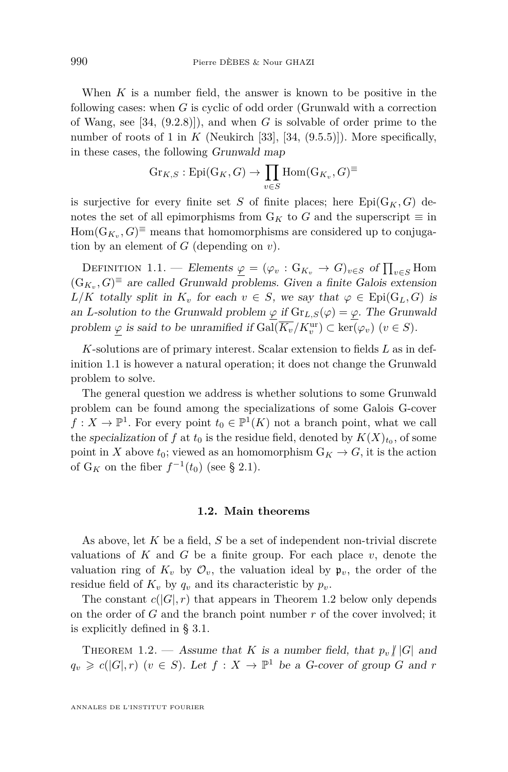When $K$ is a number field, the answer is known to be positive in the following cases: when $G$ is cyclic of odd order (Grunwald with a correction of Wang, see [34, (9.2.8)]), and when $G$ is solvable of order prime to the number of roots of 1 in $K$ (Neukirch [33], [34, (9.5.5)]). More specifically, in these cases, the following *Grunwald map*

$$\mathrm{Gr}_{K,S} : \mathrm{Epi}(\mathrm{G}_K, G) \to \prod_{v \in S} \mathrm{Hom}(\mathrm{G}_{K_v}, G)^{\equiv}$$

is surjective for every finite set $S$ of finite places; here $\mathrm{Epi}(\mathrm{G}_K, G)$ denotes the set of all epimorphisms from $\mathrm{G}_K$ to $G$ and the superscript $\equiv$ in $\mathrm{Hom}(\mathrm{G}_{K_v}, G)^{\equiv}$ means that homomorphisms are considered up to conjugation by an element of $G$ (depending on $v$).

Definition 1.1. — *Elements $\underline{\varphi} = (\varphi_v : \mathrm{G}_{K_v} \to G)_{v \in S}$ of $\prod_{v \in S} \mathrm{Hom}(\mathrm{G}_{K_v}, G)^{\equiv}$ are called Grunwald problems. Given a finite Galois extension $L/K$ totally split in $K_v$ for each $v \in S$, we say that $\varphi \in \mathrm{Epi}(\mathrm{G}_L, G)$ is an $L$-solution to the Grunwald problem $\underline{\varphi}$ if $\mathrm{Gr}_{L,S}(\varphi) = \underline{\varphi}$. The Grunwald problem $\underline{\varphi}$ is said to be unramified if $\mathrm{Gal}(\overline{K_v}/K_v^{\mathrm{ur}}) \subset \ker(\varphi_v)$ ($v \in S$).*

$K$-solutions are of primary interest. Scalar extension to fields $L$ as in definition 1.1 is however a natural operation; it does not change the Grunwald problem to solve.

The general question we address is whether solutions to some Grunwald problem can be found among the specializations of some Galois G-cover $f : X \to \mathbb{P}^1$. For every point $t_0 \in \mathbb{P}^1(K)$ not a branch point, what we call the *specialization* of $f$ at $t_0$ is the residue field, denoted by $K(X)_{t_0}$, of some point in $X$ above $t_0$; viewed as an homomorphism $\mathrm{G}_K \to G$, it is the action of $\mathrm{G}_K$ on the fiber $f^{-1}(t_0)$ (see § 2.1).

### 1.2. Main theorems

As above, let $K$ be a field, $S$ be a set of independent non-trivial discrete valuations of $K$ and $G$ be a finite group. For each place $v$, denote the valuation ring of $K_v$ by $\mathcal{O}_v$, the valuation ideal by $\mathfrak{p}_v$, the order of the residue field of $K_v$ by $q_v$ and its characteristic by $p_v$.

The constant $c(|G|, r)$ that appears in Theorem 1.2 below only depends on the order of $G$ and the branch point number $r$ of the cover involved; it is explicitly defined in § 3.1.

Theorem 1.2. — *Assume that $K$ is a number field, that $p_v \nmid |G|$ and $q_v \geqslant c(|G|, r)$ ($v \in S$). Let $f : X \to \mathbb{P}^1$ be a $G$-cover of group $G$ and $r$*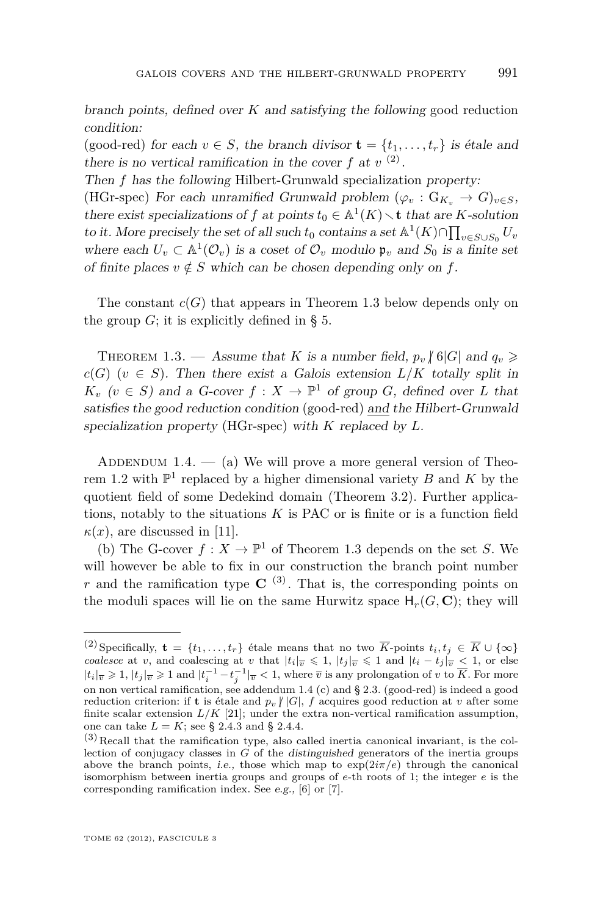*branch points, defined over $K$ and satisfying the following* good reduction *condition:*

(good-red) *for each $v \in S$, the branch divisor $\mathbf{t} = \{t_1, \ldots, t_r\}$ is étale and there is no vertical ramification in the cover $f$ at $v$* [2].

*Then $f$ has the following* Hilbert-Grunwald specialization *property:*

(HGr-spec) *For each unramified Grunwald problem $(\varphi_v : \mathrm{G}_{K_v} \to G)_{v \in S}$, there exist specializations of $f$ at points $t_0 \in \mathbb{A}^1(K) \smallsetminus \mathbf{t}$ that are $K$-solution to it. More precisely the set of all such $t_0$ contains a set $\mathbb{A}^1(K) \cap \prod_{v \in S \cup S_0} U_v$ where each $U_v \subset \mathbb{A}^1(\mathcal{O}_v)$ is a coset of $\mathcal{O}_v$ modulo $\mathfrak{p}_v$ and $S_0$ is a finite set of finite places $v \notin S$ which can be chosen depending only on $f$.*

The constant $c(G)$ that appears in Theorem 1.3 below depends only on the group $G$; it is explicitly defined in § 5.

Theorem 1.3. — *Assume that $K$ is a number field, $p_v \not| \, 6|G|$ and $q_v \geqslant c(G)$ $(v \in S)$. Then there exist a Galois extension $L/K$ totally split in $K_v$ $(v \in S)$ and a $G$-cover $f : X \to \mathbb{P}^1$ of group $G$, defined over $L$ that satisfies the good reduction condition* (good-red) *and the Hilbert-Grunwald specialization property* (HGr-spec) *with $K$ replaced by $L$.*

Addendum 1.4. — (a) We will prove a more general version of Theorem 1.2 with $\mathbb{P}^1$ replaced by a higher dimensional variety $B$ and $K$ by the quotient field of some Dedekind domain (Theorem 3.2). Further applications, notably to the situations $K$ is PAC or is finite or is a function field $\kappa(x)$, are discussed in [11].

(b) The G-cover $f : X \to \mathbb{P}^1$ of Theorem 1.3 depends on the set $S$. We will however be able to fix in our construction the branch point number $r$ and the ramification type $\mathbf{C}$ [3]. That is, the corresponding points on the moduli spaces will lie on the same Hurwitz space $\mathsf{H}_r(G, \mathbf{C})$; they will

---

[2] Specifically, $\mathbf{t} = \{t_1, \ldots, t_r\}$ étale means that no two $\overline{K}$-points $t_i, t_j \in \overline{K} \cup \{\infty\}$ *coalesce* at $v$, and coalescing at $v$ that $|t_i|_{\overline{v}} \leqslant 1$, $|t_j|_{\overline{v}} \leqslant 1$ and $|t_i - t_j|_{\overline{v}} < 1$, or else $|t_i|_{\overline{v}} \geqslant 1$, $|t_j|_{\overline{v}} \geqslant 1$ and $|t_i^{-1} - t_j^{-1}|_{\overline{v}} < 1$, where $\overline{v}$ is any prolongation of $v$ to $\overline{K}$. For more on non vertical ramification, see addendum 1.4 (c) and § 2.3. (good-red) is indeed a good reduction criterion: if $\mathbf{t}$ is étale and $p_v \not| \, |G|$, $f$ acquires good reduction at $v$ after some finite scalar extension $L/K$ [21]; under the extra non-vertical ramification assumption, one can take $L = K$; see § 2.4.3 and § 2.4.4.

[3] Recall that the ramification type, also called inertia canonical invariant, is the collection of conjugacy classes in $G$ of the *distinguished* generators of the inertia groups above the branch points, *i.e.*, those which map to $\exp(2i\pi/e)$ through the canonical isomorphism between inertia groups and groups of $e$-th roots of 1; the integer $e$ is the corresponding ramification index. See *e.g.*, [6] or [7].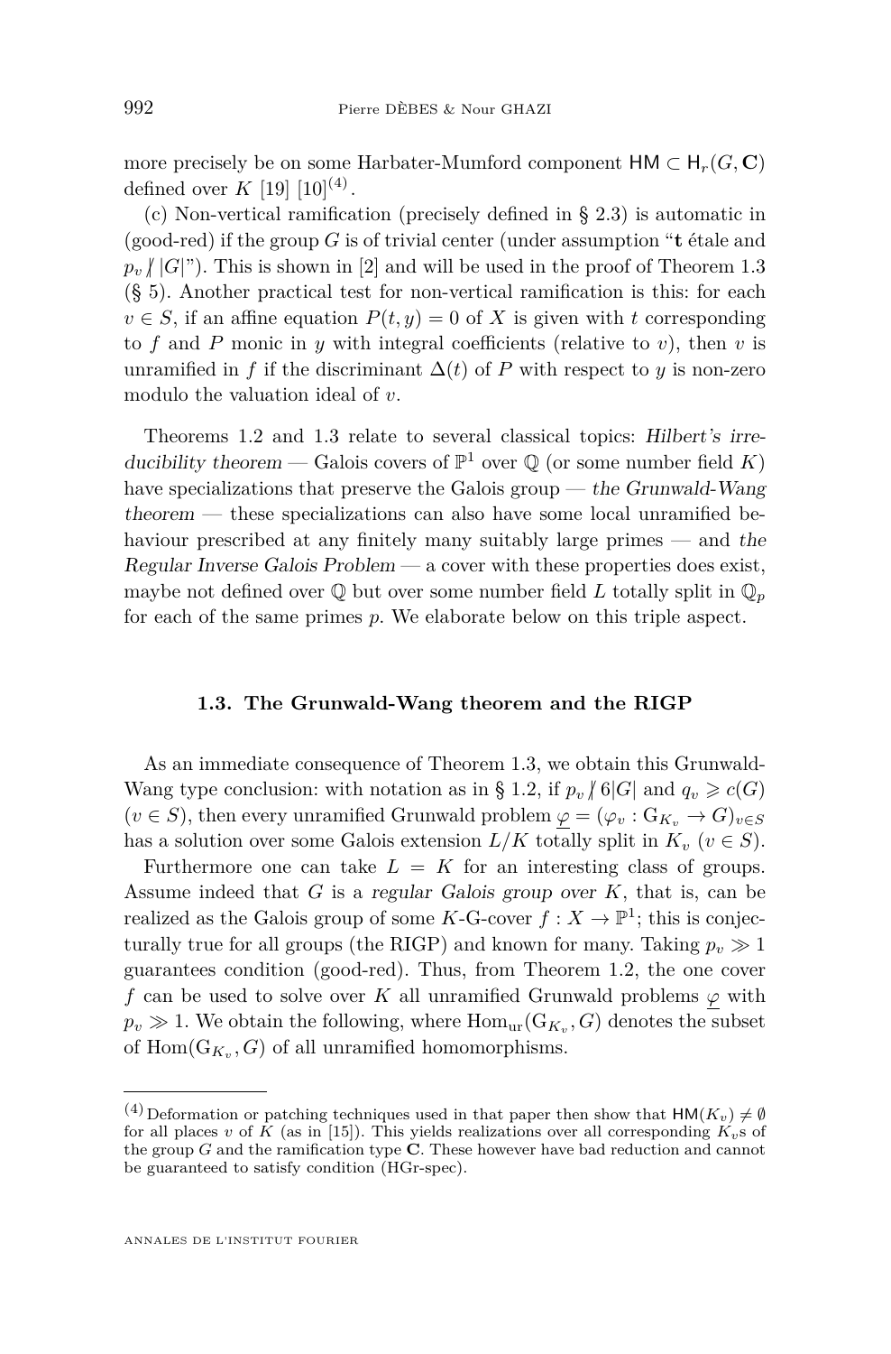more precisely be on some Harbater-Mumford component $\mathsf{HM} \subset \mathsf{H}_r(G, \mathbf{C})$ defined over $K$ [19] [10][4].

(c) Non-vertical ramification (precisely defined in § 2.3) is automatic in (good-red) if the group $G$ is of trivial center (under assumption "$\mathbf{t}$ étale and $p_v \nmid |G|$"). This is shown in [2] and will be used in the proof of Theorem 1.3 (§ 5). Another practical test for non-vertical ramification is this: for each $v \in S$, if an affine equation $P(t, y) = 0$ of $X$ is given with $t$ corresponding to $f$ and $P$ monic in $y$ with integral coefficients (relative to $v$), then $v$ is unramified in $f$ if the discriminant $\Delta(t)$ of $P$ with respect to $y$ is non-zero modulo the valuation ideal of $v$.

Theorems 1.2 and 1.3 relate to several classical topics: *Hilbert's irreducibility theorem* — Galois covers of $\mathbb{P}^1$ over $\mathbb{Q}$ (or some number field $K$) have specializations that preserve the Galois group — *the Grunwald-Wang theorem* — these specializations can also have some local unramified behaviour prescribed at any finitely many suitably large primes — and *the Regular Inverse Galois Problem* — a cover with these properties does exist, maybe not defined over $\mathbb{Q}$ but over some number field $L$ totally split in $\mathbb{Q}_p$ for each of the same primes $p$. We elaborate below on this triple aspect.

### 1.3. The Grunwald-Wang theorem and the RIGP

As an immediate consequence of Theorem 1.3, we obtain this Grunwald-Wang type conclusion: with notation as in § 1.2, if $p_v \nmid 6|G|$ and $q_v \geqslant c(G)$ ($v \in S$), then every unramified Grunwald problem $\underline{\varphi} = (\varphi_v : \mathrm{G}_{K_v} \to G)_{v \in S}$ has a solution over some Galois extension $L/K$ totally split in $K_v$ ($v \in S$).

Furthermore one can take $L = K$ for an interesting class of groups. Assume indeed that $G$ is a *regular Galois group over $K$*, that is, can be realized as the Galois group of some $K$-G-cover $f : X \to \mathbb{P}^1$; this is conjecturally true for all groups (the RIGP) and known for many. Taking $p_v \gg 1$ guarantees condition (good-red). Thus, from Theorem 1.2, the one cover $f$ can be used to solve over $K$ all unramified Grunwald problems $\underline{\varphi}$ with $p_v \gg 1$. We obtain the following, where $\mathrm{Hom}_{\mathrm{ur}}(\mathrm{G}_{K_v}, G)$ denotes the subset of $\mathrm{Hom}(\mathrm{G}_{K_v}, G)$ of all unramified homomorphisms.

---

[4] Deformation or patching techniques used in that paper then show that $\mathsf{HM}(K_v) \neq \emptyset$ for all places $v$ of $K$ (as in [15]). This yields realizations over all corresponding $K_v$s of the group $G$ and the ramification type $\mathbf{C}$. These however have bad reduction and cannot be guaranteed to satisfy condition (HGr-spec).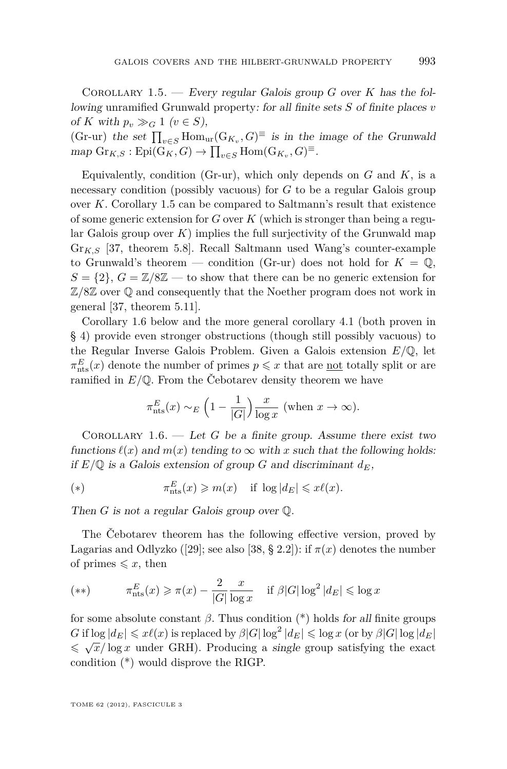Corollary 1.5. — *Every regular Galois group $G$ over $K$ has the following* unramified Grunwald property*: for all finite sets $S$ of finite places $v$ of $K$ with $p_v \gg_G 1$ ($v \in S$),*

(Gr-ur) *the set $\prod_{v\in S} \mathrm{Hom}_{\mathrm{ur}}(\mathrm{G}_{K_v}, G)^{\equiv}$ is in the image of the Grunwald map $\mathrm{Gr}_{K,S} : \mathrm{Epi}(\mathrm{G}_K, G) \to \prod_{v\in S} \mathrm{Hom}(\mathrm{G}_{K_v}, G)^{\equiv}$.*

Equivalently, condition (Gr-ur), which only depends on $G$ and $K$, is a necessary condition (possibly vacuous) for $G$ to be a regular Galois group over $K$. Corollary 1.5 can be compared to Saltmann's result that existence of some generic extension for $G$ over $K$ (which is stronger than being a regular Galois group over $K$) implies the full surjectivity of the Grunwald map $\mathrm{Gr}_{K,S}$ [37, theorem 5.8]. Recall Saltmann used Wang's counter-example to Grunwald's theorem — condition (Gr-ur) does not hold for $K = \mathbb{Q}$, $S = \{2\}$, $G = \mathbb{Z}/8\mathbb{Z}$ — to show that there can be no generic extension for $\mathbb{Z}/8\mathbb{Z}$ over $\mathbb{Q}$ and consequently that the Noether program does not work in general [37, theorem 5.11].

Corollary 1.6 below and the more general corollary 4.1 (both proven in § 4) provide even stronger obstructions (though still possibly vacuous) to the Regular Inverse Galois Problem. Given a Galois extension $E/\mathbb{Q}$, let $\pi^E_{\mathrm{nts}}(x)$ denote the number of primes $p \leqslant x$ that are not totally split or are ramified in $E/\mathbb{Q}$. From the Čebotarev density theorem we have

$$\pi^E_{\mathrm{nts}}(x) \sim_E \left(1 - \frac{1}{|G|}\right)\frac{x}{\log x} \text{ (when } x \to \infty).$$

Corollary 1.6. — *Let $G$ be a finite group. Assume there exist two functions $\ell(x)$ and $m(x)$ tending to $\infty$ with $x$ such that the following holds: if $E/\mathbb{Q}$ is a Galois extension of group $G$ and discriminant $d_E$,*

$$(*) \qquad \pi^E_{\mathrm{nts}}(x) \geqslant m(x) \quad \text{if } \log|d_E| \leqslant x\ell(x).$$

*Then $G$ is not a regular Galois group over $\mathbb{Q}$.*

The Čebotarev theorem has the following effective version, proved by Lagarias and Odlyzko ([29]; see also [38, § 2.2]): if $\pi(x)$ denotes the number of primes $\leqslant x$, then

$$(**) \qquad \pi^E_{\mathrm{nts}}(x) \geqslant \pi(x) - \frac{2}{|G|}\frac{x}{\log x} \quad \text{if } \beta|G|\log^2|d_E| \leqslant \log x$$

for some absolute constant $\beta$. Thus condition (\*) holds *for all* finite groups $G$ if $\log|d_E| \leqslant x\ell(x)$ is replaced by $\beta|G|\log^2|d_E| \leqslant \log x$ (or by $\beta|G|\log|d_E| \leqslant \sqrt{x}/\log x$ under GRH). Producing a *single* group satisfying the exact condition (\*) would disprove the RIGP.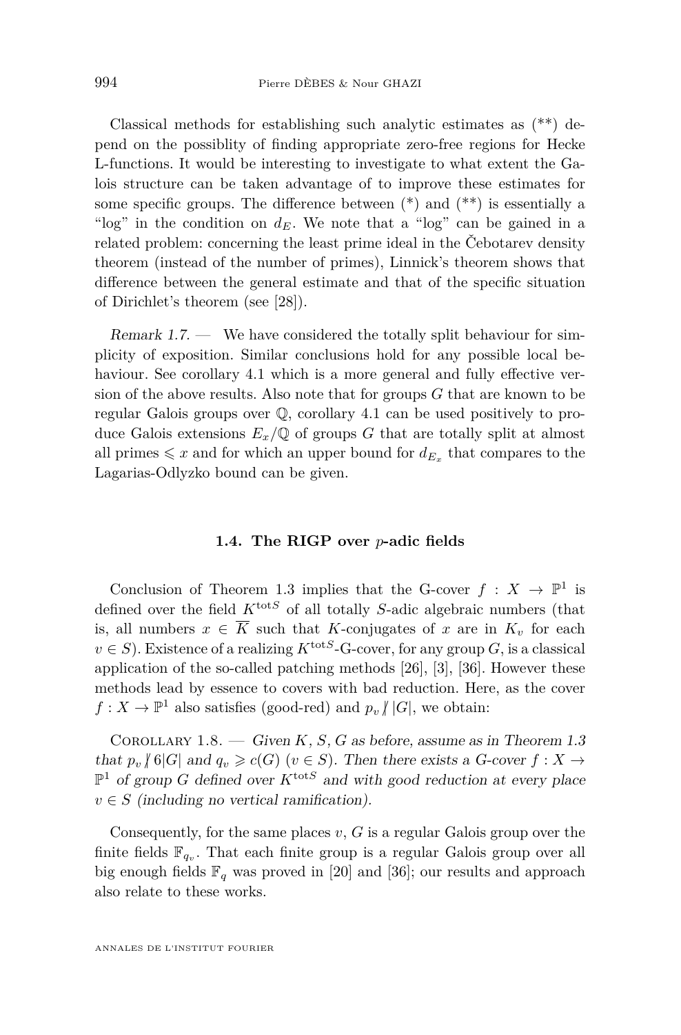Classical methods for establishing such analytic estimates as (**) depend on the possiblity of finding appropriate zero-free regions for Hecke L-functions. It would be interesting to investigate to what extent the Galois structure can be taken advantage of to improve these estimates for some specific groups. The difference between (*) and (**) is essentially a "log" in the condition on $d_E$. We note that a "log" can be gained in a related problem: concerning the least prime ideal in the Čebotarev density theorem (instead of the number of primes), Linnick's theorem shows that difference between the general estimate and that of the specific situation of Dirichlet's theorem (see [28]).

*Remark 1.7.* — We have considered the totally split behaviour for simplicity of exposition. Similar conclusions hold for any possible local behaviour. See corollary 4.1 which is a more general and fully effective version of the above results. Also note that for groups $G$ that are known to be regular Galois groups over $\mathbb{Q}$, corollary 4.1 can be used positively to produce Galois extensions $E_x/\mathbb{Q}$ of groups $G$ that are totally split at almost all primes $\leqslant x$ and for which an upper bound for $d_{E_x}$ that compares to the Lagarias-Odlyzko bound can be given.

### 1.4. The RIGP over $p$-adic fields

Conclusion of Theorem 1.3 implies that the G-cover $f : X \to \mathbb{P}^1$ is defined over the field $K^{\mathrm{tot}S}$ of all totally $S$-adic algebraic numbers (that is, all numbers $x \in \overline{K}$ such that $K$-conjugates of $x$ are in $K_v$ for each $v \in S$). Existence of a realizing $K^{\mathrm{tot}S}$-G-cover, for any group $G$, is a classical application of the so-called patching methods [26], [3], [36]. However these methods lead by essence to covers with bad reduction. Here, as the cover $f : X \to \mathbb{P}^1$ also satisfies (good-red) and $p_v \not| \, |G|$, we obtain:

Corollary 1.8. — *Given $K$, $S$, $G$ as before, assume as in Theorem 1.3 that $p_v \not| \, 6|G|$ and $q_v \geqslant c(G)$ ($v \in S$). Then there exists a G-cover $f : X \to \mathbb{P}^1$ of group $G$ defined over $K^{\mathrm{tot}S}$ and with good reduction at every place $v \in S$ (including no vertical ramification).*

Consequently, for the same places $v$, $G$ is a regular Galois group over the finite fields $\mathbb{F}_{q_v}$. That each finite group is a regular Galois group over all big enough fields $\mathbb{F}_q$ was proved in [20] and [36]; our results and approach also relate to these works.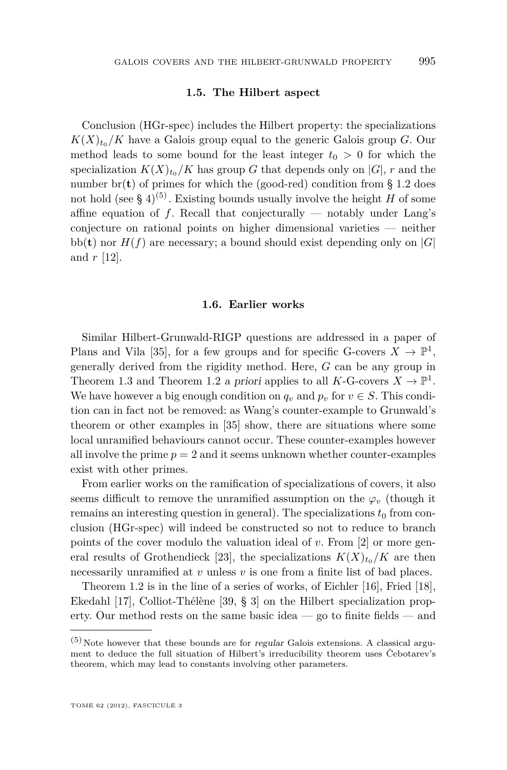### 1.5. The Hilbert aspect

Conclusion (HGr-spec) includes the Hilbert property: the specializations $K(X)_{t_0}/K$ have a Galois group equal to the generic Galois group $G$. Our method leads to some bound for the least integer $t_0 > 0$ for which the specialization $K(X)_{t_0}/K$ has group $G$ that depends only on $|G|$, $r$ and the number $\mathrm{br}(\mathbf{t})$ of primes for which the (good-red) condition from § 1.2 does not hold (see § 4)[(5)]. Existing bounds usually involve the height $H$ of some affine equation of $f$. Recall that conjecturally — notably under Lang's conjecture on rational points on higher dimensional varieties — neither $\mathrm{bb}(\mathbf{t})$ nor $H(f)$ are necessary; a bound should exist depending only on $|G|$ and $r$ [12].

### 1.6. Earlier works

Similar Hilbert-Grunwald-RIGP questions are addressed in a paper of Plans and Vila [35], for a few groups and for specific G-covers $X \to \mathbb{P}^1$, generally derived from the rigidity method. Here, $G$ can be any group in Theorem 1.3 and Theorem 1.2 *a priori* applies to all $K$-G-covers $X \to \mathbb{P}^1$. We have however a big enough condition on $q_v$ and $p_v$ for $v \in S$. This condition can in fact not be removed: as Wang's counter-example to Grunwald's theorem or other examples in [35] show, there are situations where some local unramified behaviours cannot occur. These counter-examples however all involve the prime $p = 2$ and it seems unknown whether counter-examples exist with other primes.

From earlier works on the ramification of specializations of covers, it also seems difficult to remove the unramified assumption on the $\varphi_v$ (though it remains an interesting question in general). The specializations $t_0$ from conclusion (HGr-spec) will indeed be constructed so not to reduce to branch points of the cover modulo the valuation ideal of $v$. From [2] or more general results of Grothendieck [23], the specializations $K(X)_{t_0}/K$ are then necessarily unramified at $v$ unless $v$ is one from a finite list of bad places.

Theorem 1.2 is in the line of a series of works, of Eichler [16], Fried [18], Ekedahl [17], Colliot-Thélène [39, § 3] on the Hilbert specialization property. Our method rests on the same basic idea — go to finite fields — and

---

(5) Note however that these bounds are for *regular* Galois extensions. A classical argument to deduce the full situation of Hilbert's irreducibility theorem uses Čebotarev's theorem, which may lead to constants involving other parameters.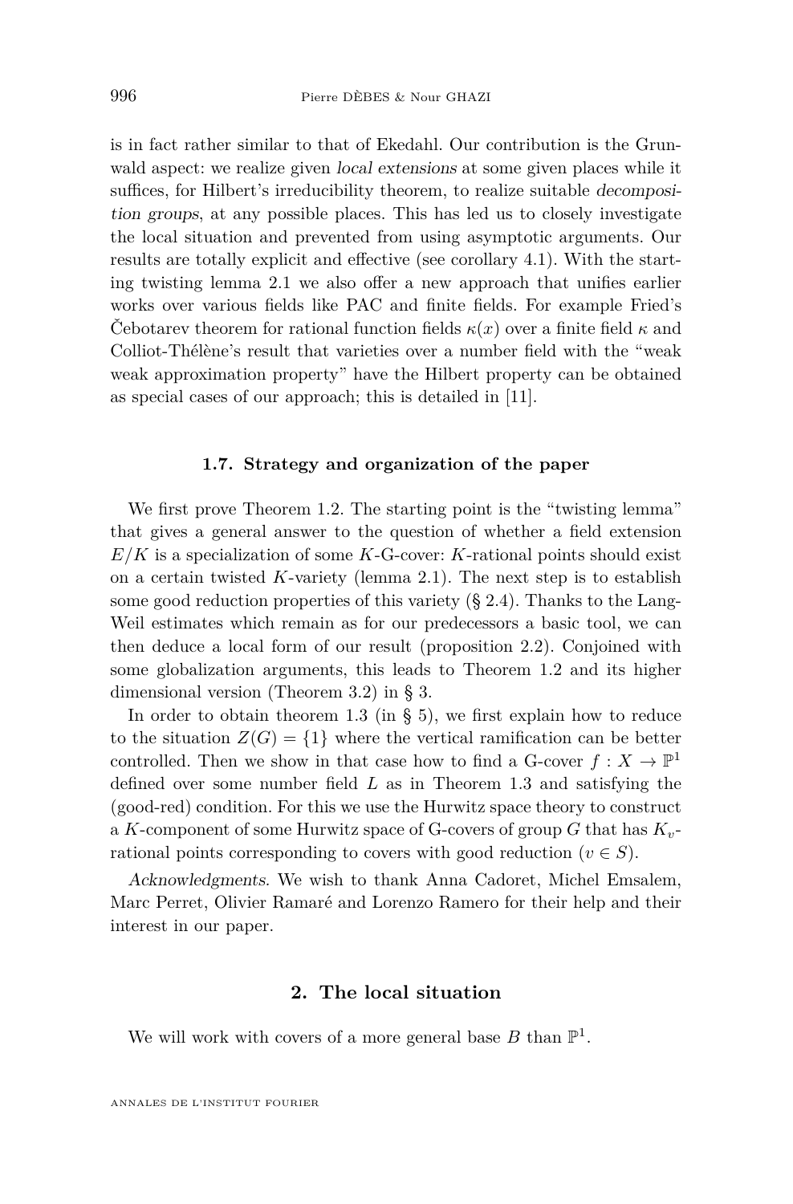is in fact rather similar to that of Ekedahl. Our contribution is the Grunwald aspect: we realize given *local extensions* at some given places while it suffices, for Hilbert's irreducibility theorem, to realize suitable *decomposition groups*, at any possible places. This has led us to closely investigate the local situation and prevented from using asymptotic arguments. Our results are totally explicit and effective (see corollary 4.1). With the starting twisting lemma 2.1 we also offer a new approach that unifies earlier works over various fields like PAC and finite fields. For example Fried's Čebotarev theorem for rational function fields $\kappa(x)$ over a finite field $\kappa$ and Colliot-Thélène's result that varieties over a number field with the "weak weak approximation property" have the Hilbert property can be obtained as special cases of our approach; this is detailed in [11].

### 1.7. Strategy and organization of the paper

We first prove Theorem 1.2. The starting point is the "twisting lemma" that gives a general answer to the question of whether a field extension $E/K$ is a specialization of some $K$-G-cover: $K$-rational points should exist on a certain twisted $K$-variety (lemma 2.1). The next step is to establish some good reduction properties of this variety (§ 2.4). Thanks to the Lang-Weil estimates which remain as for our predecessors a basic tool, we can then deduce a local form of our result (proposition 2.2). Conjoined with some globalization arguments, this leads to Theorem 1.2 and its higher dimensional version (Theorem 3.2) in § 3.

In order to obtain theorem 1.3 (in § 5), we first explain how to reduce to the situation $Z(G) = \{1\}$ where the vertical ramification can be better controlled. Then we show in that case how to find a G-cover $f : X \to \mathbb{P}^1$ defined over some number field $L$ as in Theorem 1.3 and satisfying the (good-red) condition. For this we use the Hurwitz space theory to construct a $K$-component of some Hurwitz space of G-covers of group $G$ that has $K_v$-rational points corresponding to covers with good reduction ($v \in S$).

*Acknowledgments.* We wish to thank Anna Cadoret, Michel Emsalem, Marc Perret, Olivier Ramaré and Lorenzo Ramero for their help and their interest in our paper.

## 2. The local situation

We will work with covers of a more general base $B$ than $\mathbb{P}^1$.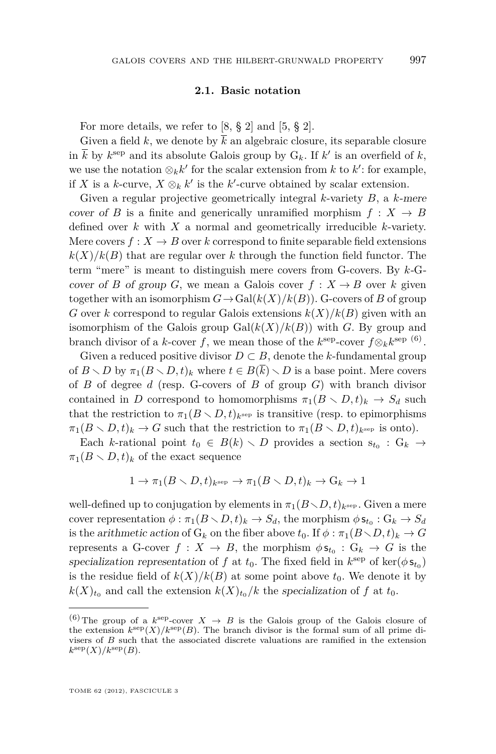### 2.1. Basic notation

For more details, we refer to [8, § 2] and [5, § 2].

Given a field $k$, we denote by $\overline{k}$ an algebraic closure, its separable closure in $\overline{k}$ by $k^{\mathrm{sep}}$ and its absolute Galois group by $\mathrm{G}_k$. If $k'$ is an overfield of $k$, we use the notation $\otimes_k k'$ for the scalar extension from $k$ to $k'$: for example, if $X$ is a $k$-curve, $X \otimes_k k'$ is the $k'$-curve obtained by scalar extension.

Given a regular projective geometrically integral $k$-variety $B$, a *$k$-mere cover of $B$* is a finite and generically unramified morphism $f : X \to B$ defined over $k$ with $X$ a normal and geometrically irreducible $k$-variety. Mere covers $f : X \to B$ over $k$ correspond to finite separable field extensions $k(X)/k(B)$ that are regular over $k$ through the function field functor. The term "mere" is meant to distinguish mere covers from G-covers. By *$k$-G-cover of $B$ of group $G$*, we mean a Galois cover $f : X \to B$ over $k$ given together with an isomorphism $G \to \mathrm{Gal}(k(X)/k(B))$. G-covers of $B$ of group $G$ over $k$ correspond to regular Galois extensions $k(X)/k(B)$ given with an isomorphism of the Galois group $\mathrm{Gal}(k(X)/k(B))$ with $G$. By group and branch divisor of a $k$-cover $f$, we mean those of the $k^{\mathrm{sep}}$-cover $f \otimes_k k^{\mathrm{sep}}$ (6).

Given a reduced positive divisor $D \subset B$, denote the $k$-fundamental group of $B \smallsetminus D$ by $\pi_1(B \smallsetminus D, t)_k$ where $t \in B(\overline{k}) \smallsetminus D$ is a base point. Mere covers of $B$ of degree $d$ (resp. G-covers of $B$ of group $G$) with branch divisor contained in $D$ correspond to homomorphisms $\pi_1(B \smallsetminus D, t)_k \to S_d$ such that the restriction to $\pi_1(B \smallsetminus D, t)_{k^{\mathrm{sep}}}$ is transitive (resp. to epimorphisms $\pi_1(B \smallsetminus D, t)_k \to G$ such that the restriction to $\pi_1(B \smallsetminus D, t)_{k^{\mathrm{sep}}}$ is onto).

Each $k$-rational point $t_0 \in B(k) \smallsetminus D$ provides a section $\mathrm{s}_{t_0} : \mathrm{G}_k \to \pi_1(B \smallsetminus D, t)_k$ of the exact sequence

$$1 \to \pi_1(B \smallsetminus D, t)_{k^{\mathrm{sep}}} \to \pi_1(B \smallsetminus D, t)_k \to \mathrm{G}_k \to 1$$

well-defined up to conjugation by elements in $\pi_1(B \smallsetminus D, t)_{k^{\mathrm{sep}}}$. Given a mere cover representation $\phi : \pi_1(B \smallsetminus D, t)_k \to S_d$, the morphism $\phi\,\mathsf{s}_{t_0} : \mathrm{G}_k \to S_d$ is the *arithmetic action* of $\mathrm{G}_k$ on the fiber above $t_0$. If $\phi : \pi_1(B \smallsetminus D, t)_k \to G$ represents a G-cover $f : X \to B$, the morphism $\phi\,\mathsf{s}_{t_0} : \mathrm{G}_k \to G$ is the *specialization representation* of $f$ at $t_0$. The fixed field in $k^{\mathrm{sep}}$ of $\ker(\phi\,\mathsf{s}_{t_0})$ is the residue field of $k(X)/k(B)$ at some point above $t_0$. We denote it by $k(X)_{t_0}$ and call the extension $k(X)_{t_0}/k$ the *specialization* of $f$ at $t_0$.

(6) The group of a $k^{\mathrm{sep}}$-cover $X \to B$ is the Galois group of the Galois closure of the extension $k^{\mathrm{sep}}(X)/k^{\mathrm{sep}}(B)$. The branch divisor is the formal sum of all prime divisers of $B$ such that the associated discrete valuations are ramified in the extension $k^{\mathrm{sep}}(X)/k^{\mathrm{sep}}(B)$.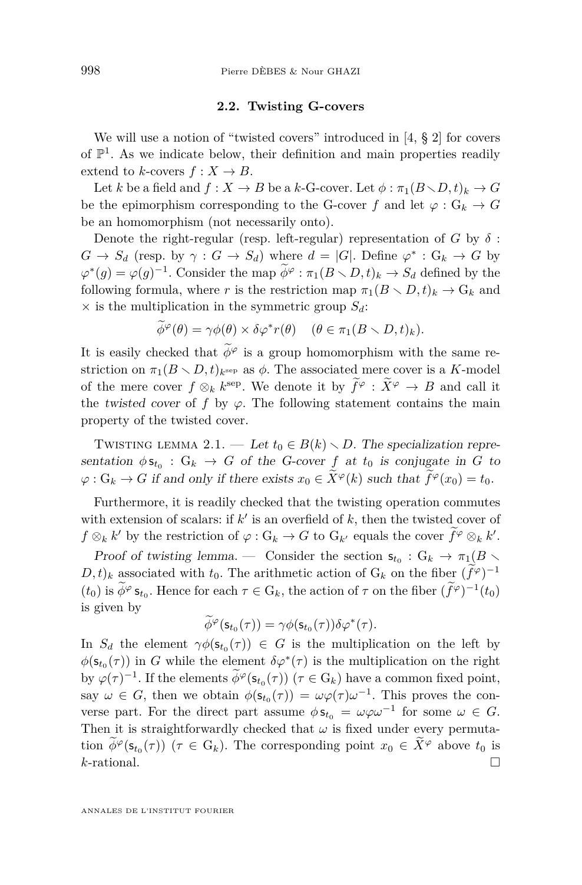### 2.2. Twisting G-covers

We will use a notion of “twisted covers” introduced in [4, § 2] for covers of $\mathbb{P}^1$. As we indicate below, their definition and main properties readily extend to $k$-covers $f : X \to B$.

Let $k$ be a field and $f : X \to B$ be a $k$-G-cover. Let $\phi : \pi_1(B \setminus D, t)_k \to G$ be the epimorphism corresponding to the G-cover $f$ and let $\varphi : \mathrm{G}_k \to G$ be an homomorphism (not necessarily onto).

Denote the right-regular (resp. left-regular) representation of $G$ by $\delta : G \to S_d$ (resp. by $\gamma : G \to S_d$) where $d = |G|$. Define $\varphi^* : \mathrm{G}_k \to G$ by $\varphi^*(g) = \varphi(g)^{-1}$. Consider the map $\widetilde{\phi}^{\varphi} : \pi_1(B \setminus D, t)_k \to S_d$ defined by the following formula, where $r$ is the restriction map $\pi_1(B \setminus D, t)_k \to \mathrm{G}_k$ and $\times$ is the multiplication in the symmetric group $S_d$:

$$\widetilde{\phi}^{\varphi}(\theta) = \gamma\phi(\theta) \times \delta\varphi^* r(\theta) \quad (\theta \in \pi_1(B \setminus D, t)_k).$$

It is easily checked that $\widetilde{\phi}^{\varphi}$ is a group homomorphism with the same restriction on $\pi_1(B \setminus D, t)_{k^{\mathrm{sep}}}$ as $\phi$. The associated mere cover is a $K$-model of the mere cover $f \otimes_k k^{\mathrm{sep}}$. We denote it by $\widetilde{f}^{\varphi} : \widetilde{X}^{\varphi} \to B$ and call it the *twisted cover* of $f$ by $\varphi$. The following statement contains the main property of the twisted cover.

Twisting lemma 2.1. — *Let $t_0 \in B(k) \setminus D$. The specialization representation $\phi\,\mathsf{s}_{t_0} : \mathrm{G}_k \to G$ of the G-cover $f$ at $t_0$ is conjugate in $G$ to $\varphi : \mathrm{G}_k \to G$ if and only if there exists $x_0 \in \widetilde{X}^{\varphi}(k)$ such that $\widetilde{f}^{\varphi}(x_0) = t_0$.*

Furthermore, it is readily checked that the twisting operation commutes with extension of scalars: if $k'$ is an overfield of $k$, then the twisted cover of $f \otimes_k k'$ by the restriction of $\varphi : \mathrm{G}_k \to G$ to $\mathrm{G}_{k'}$ equals the cover $\widetilde{f}^{\varphi} \otimes_k k'$.

*Proof of twisting lemma.* — Consider the section $\mathsf{s}_{t_0} : \mathrm{G}_k \to \pi_1(B \setminus D, t)_k$ associated with $t_0$. The arithmetic action of $\mathrm{G}_k$ on the fiber $(\widetilde{f}^{\varphi})^{-1}(t_0)$ is $\widetilde{\phi}^{\varphi}\,\mathsf{s}_{t_0}$. Hence for each $\tau \in \mathrm{G}_k$, the action of $\tau$ on the fiber $(\widetilde{f}^{\varphi})^{-1}(t_0)$ is given by

$$\widetilde{\phi}^{\varphi}(\mathsf{s}_{t_0}(\tau)) = \gamma\phi(\mathsf{s}_{t_0}(\tau))\delta\varphi^*(\tau).$$

In $S_d$ the element $\gamma\phi(\mathsf{s}_{t_0}(\tau)) \in G$ is the multiplication on the left by $\phi(\mathsf{s}_{t_0}(\tau))$ in $G$ while the element $\delta\varphi^*(\tau)$ is the multiplication on the right by $\varphi(\tau)^{-1}$. If the elements $\widetilde{\phi}^{\varphi}(\mathsf{s}_{t_0}(\tau))$ ($\tau \in \mathrm{G}_k$) have a common fixed point, say $\omega \in G$, then we obtain $\phi(\mathsf{s}_{t_0}(\tau)) = \omega\varphi(\tau)\omega^{-1}$. This proves the converse part. For the direct part assume $\phi\,\mathsf{s}_{t_0} = \omega\varphi\omega^{-1}$ for some $\omega \in G$. Then it is straightforwardly checked that $\omega$ is fixed under every permutation $\widetilde{\phi}^{\varphi}(\mathsf{s}_{t_0}(\tau))$ ($\tau \in \mathrm{G}_k$). The corresponding point $x_0 \in \widetilde{X}^{\varphi}$ above $t_0$ is $k$-rational. $\square$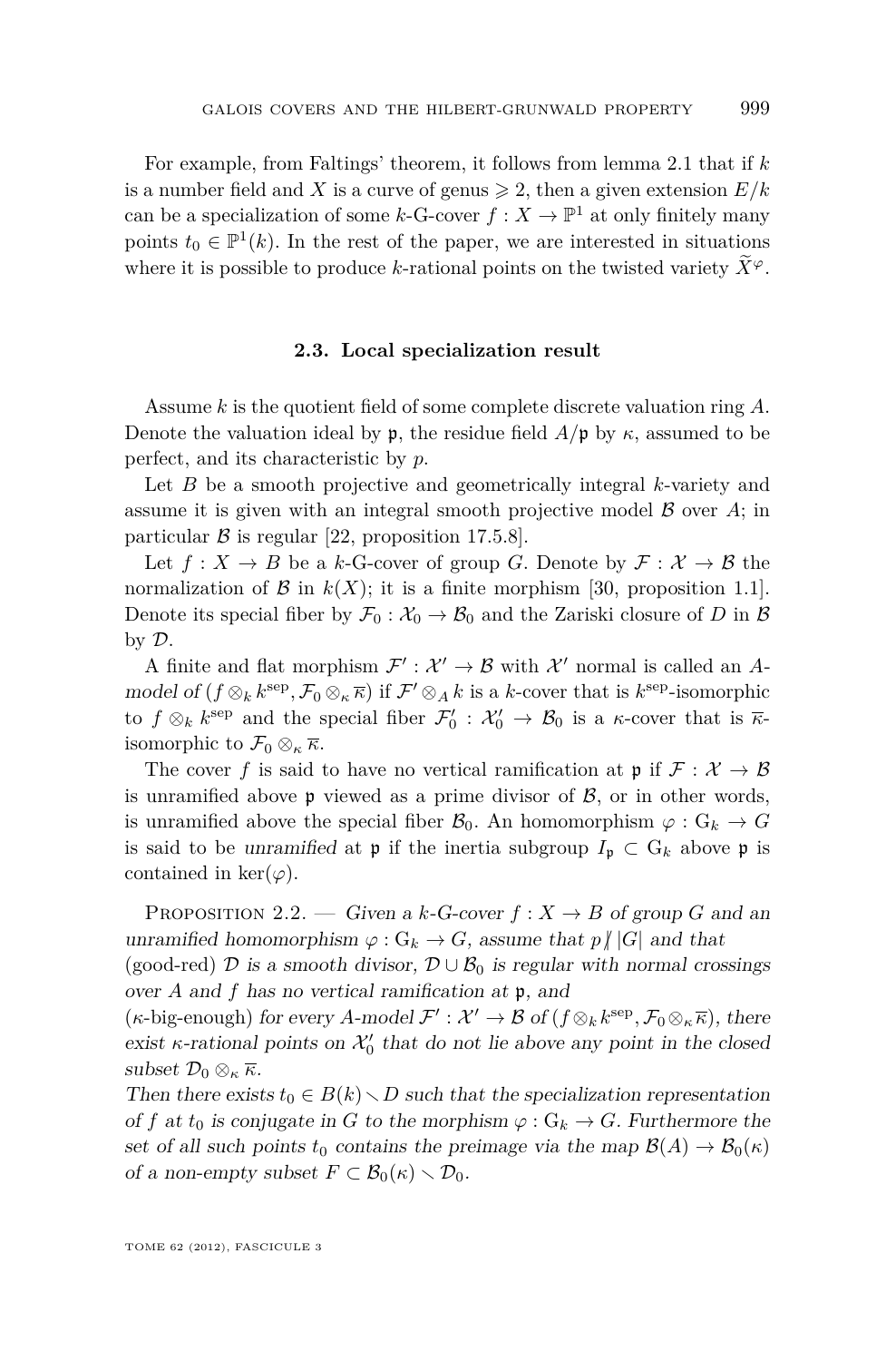For example, from Faltings' theorem, it follows from lemma 2.1 that if $k$ is a number field and $X$ is a curve of genus $\geqslant 2$, then a given extension $E/k$ can be a specialization of some $k$-G-cover $f : X \to \mathbb{P}^1$ at only finitely many points $t_0 \in \mathbb{P}^1(k)$. In the rest of the paper, we are interested in situations where it is possible to produce $k$-rational points on the twisted variety $\widetilde{X}^{\varphi}$.

### 2.3. Local specialization result

Assume $k$ is the quotient field of some complete discrete valuation ring $A$. Denote the valuation ideal by $\mathfrak{p}$, the residue field $A/\mathfrak{p}$ by $\kappa$, assumed to be perfect, and its characteristic by $p$.

Let $B$ be a smooth projective and geometrically integral $k$-variety and assume it is given with an integral smooth projective model $\mathcal{B}$ over $A$; in particular $\mathcal{B}$ is regular [22, proposition 17.5.8].

Let $f : X \to B$ be a $k$-G-cover of group $G$. Denote by $\mathcal{F} : \mathcal{X} \to \mathcal{B}$ the normalization of $\mathcal{B}$ in $k(X)$; it is a finite morphism [30, proposition 1.1]. Denote its special fiber by $\mathcal{F}_0 : \mathcal{X}_0 \to \mathcal{B}_0$ and the Zariski closure of $D$ in $\mathcal{B}$ by $\mathcal{D}$.

A finite and flat morphism $\mathcal{F}' : \mathcal{X}' \to \mathcal{B}$ with $\mathcal{X}'$ normal is called an *$A$-model of* $(f \otimes_k k^{\mathrm{sep}}, \mathcal{F}_0 \otimes_\kappa \overline{\kappa})$ if $\mathcal{F}' \otimes_A k$ is a $k$-cover that is $k^{\mathrm{sep}}$-isomorphic to $f \otimes_k k^{\mathrm{sep}}$ and the special fiber $\mathcal{F}'_0 : \mathcal{X}'_0 \to \mathcal{B}_0$ is a $\kappa$-cover that is $\overline{\kappa}$-isomorphic to $\mathcal{F}_0 \otimes_\kappa \overline{\kappa}$.

The cover $f$ is said to have no vertical ramification at $\mathfrak{p}$ if $\mathcal{F} : \mathcal{X} \to \mathcal{B}$ is unramified above $\mathfrak{p}$ viewed as a prime divisor of $\mathcal{B}$, or in other words, is unramified above the special fiber $\mathcal{B}_0$. An homomorphism $\varphi : \mathrm{G}_k \to G$ is said to be *unramified* at $\mathfrak{p}$ if the inertia subgroup $I_\mathfrak{p} \subset \mathrm{G}_k$ above $\mathfrak{p}$ is contained in $\ker(\varphi)$.

Proposition 2.2. — *Given a $k$-G-cover $f : X \to B$ of group $G$ and an unramified homomorphism $\varphi : \mathrm{G}_k \to G$, assume that $p \nmid |G|$ and that*
(good-red) *$\mathcal{D}$ is a smooth divisor, $\mathcal{D} \cup \mathcal{B}_0$ is regular with normal crossings over $A$ and $f$ has no vertical ramification at $\mathfrak{p}$, and*
($\kappa$-big-enough) *for every $A$-model $\mathcal{F}' : \mathcal{X}' \to \mathcal{B}$ of $(f \otimes_k k^{\mathrm{sep}}, \mathcal{F}_0 \otimes_\kappa \overline{\kappa})$, there exist $\kappa$-rational points on $\mathcal{X}'_0$ that do not lie above any point in the closed subset $\mathcal{D}_0 \otimes_\kappa \overline{\kappa}$.*
*Then there exists $t_0 \in B(k) \smallsetminus D$ such that the specialization representation of $f$ at $t_0$ is conjugate in $G$ to the morphism $\varphi : \mathrm{G}_k \to G$. Furthermore the set of all such points $t_0$ contains the preimage via the map $\mathcal{B}(A) \to \mathcal{B}_0(\kappa)$ of a non-empty subset $F \subset \mathcal{B}_0(\kappa) \smallsetminus \mathcal{D}_0$.*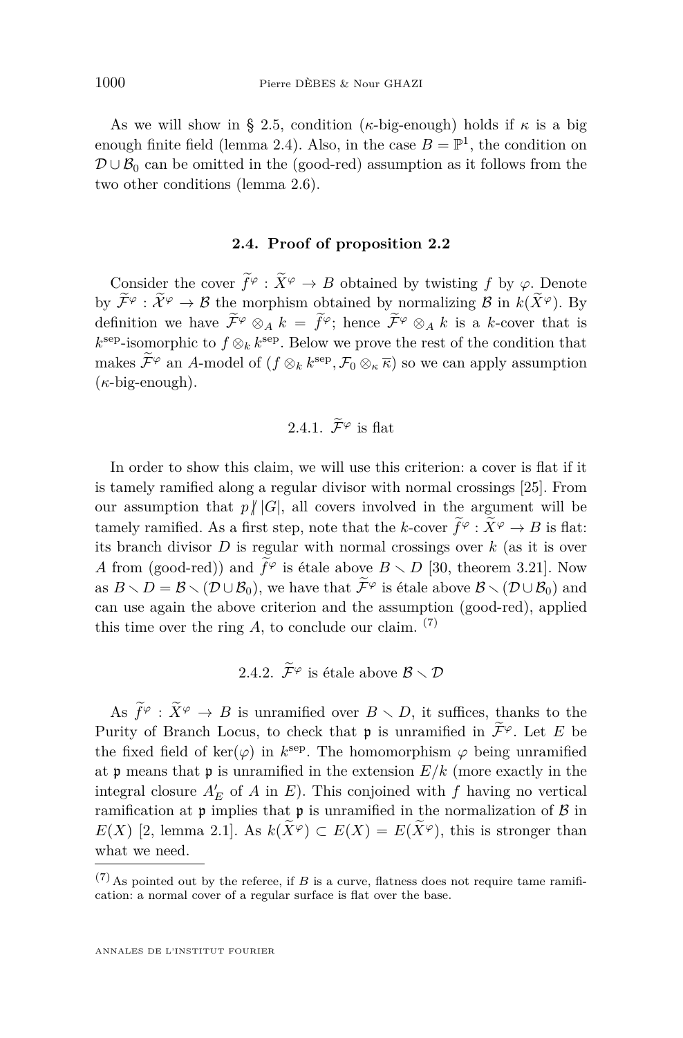As we will show in § 2.5, condition ($\kappa$-big-enough) holds if $\kappa$ is a big enough finite field (lemma 2.4). Also, in the case $B = \mathbb{P}^1$, the condition on $\mathcal{D} \cup \mathcal{B}_0$ can be omitted in the (good-red) assumption as it follows from the two other conditions (lemma 2.6).

### 2.4. Proof of proposition 2.2

Consider the cover $\widetilde{f}^\varphi : \widetilde{X}^\varphi \to B$ obtained by twisting $f$ by $\varphi$. Denote by $\widetilde{\mathcal{F}}^\varphi : \widetilde{\mathcal{X}}^\varphi \to \mathcal{B}$ the morphism obtained by normalizing $\mathcal{B}$ in $k(\widetilde{X}^\varphi)$. By definition we have $\widetilde{\mathcal{F}}^\varphi \otimes_A k = \widetilde{f}^\varphi$; hence $\widetilde{\mathcal{F}}^\varphi \otimes_A k$ is a $k$-cover that is $k^{\mathrm{sep}}$-isomorphic to $f \otimes_k k^{\mathrm{sep}}$. Below we prove the rest of the condition that makes $\widetilde{\mathcal{F}}^\varphi$ an $A$-model of $(f \otimes_k k^{\mathrm{sep}}, \mathcal{F}_0 \otimes_\kappa \overline{\kappa})$ so we can apply assumption ($\kappa$-big-enough).

#### 2.4.1. $\widetilde{\mathcal{F}}^\varphi$ is flat

In order to show this claim, we will use this criterion: a cover is flat if it is tamely ramified along a regular divisor with normal crossings [25]. From our assumption that $p \not| \, |G|$, all covers involved in the argument will be tamely ramified. As a first step, note that the $k$-cover $\widetilde{f}^\varphi : \widetilde{X}^\varphi \to B$ is flat: its branch divisor $D$ is regular with normal crossings over $k$ (as it is over $A$ from (good-red)) and $\widetilde{f}^\varphi$ is étale above $B \smallsetminus D$ [30, theorem 3.21]. Now as $B \smallsetminus D = \mathcal{B} \smallsetminus (\mathcal{D} \cup \mathcal{B}_0)$, we have that $\widetilde{\mathcal{F}}^\varphi$ is étale above $\mathcal{B} \smallsetminus (\mathcal{D} \cup \mathcal{B}_0)$ and can use again the above criterion and the assumption (good-red), applied this time over the ring $A$, to conclude our claim. [7]

#### 2.4.2. $\widetilde{\mathcal{F}}^\varphi$ is étale above $\mathcal{B} \smallsetminus \mathcal{D}$

As $\widetilde{f}^\varphi : \widetilde{X}^\varphi \to B$ is unramified over $B \smallsetminus D$, it suffices, thanks to the Purity of Branch Locus, to check that $\mathfrak{p}$ is unramified in $\widetilde{\mathcal{F}}^\varphi$. Let $E$ be the fixed field of $\ker(\varphi)$ in $k^{\mathrm{sep}}$. The homomorphism $\varphi$ being unramified at $\mathfrak{p}$ means that $\mathfrak{p}$ is unramified in the extension $E/k$ (more exactly in the integral closure $A'_E$ of $A$ in $E$). This conjoined with $f$ having no vertical ramification at $\mathfrak{p}$ implies that $\mathfrak{p}$ is unramified in the normalization of $\mathcal{B}$ in $E(X)$ [2, lemma 2.1]. As $k(\widetilde{X}^\varphi) \subset E(X) = E(\widetilde{X}^\varphi)$, this is stronger than what we need.

[7] As pointed out by the referee, if $B$ is a curve, flatness does not require tame ramification: a normal cover of a regular surface is flat over the base.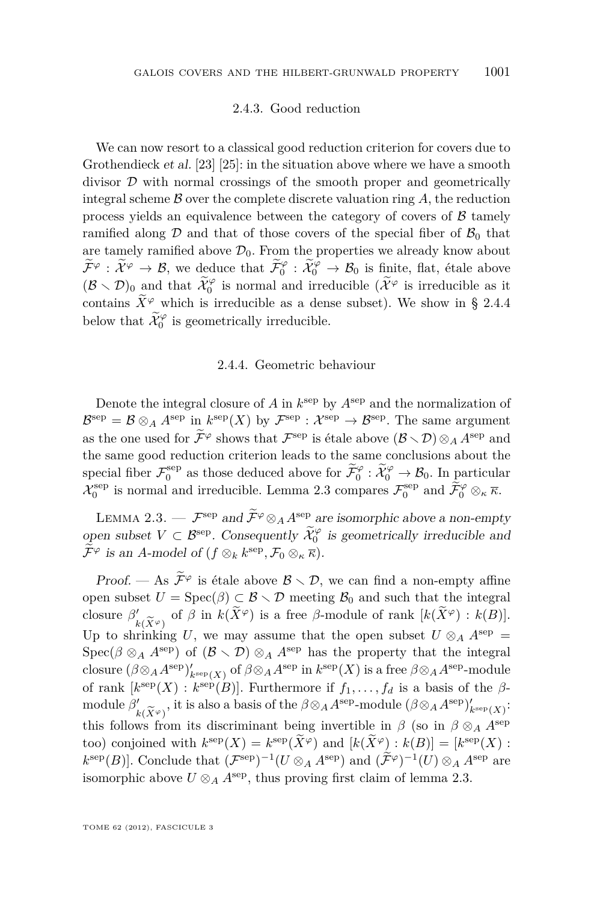### 2.4.3. Good reduction

We can now resort to a classical good reduction criterion for covers due to Grothendieck *et al.* [23] [25]: in the situation above where we have a smooth divisor $\mathcal{D}$ with normal crossings of the smooth proper and geometrically integral scheme $\mathcal{B}$ over the complete discrete valuation ring $A$, the reduction process yields an equivalence between the category of covers of $\mathcal{B}$ tamely ramified along $\mathcal{D}$ and that of those covers of the special fiber of $\mathcal{B}_0$ that are tamely ramified above $\mathcal{D}_0$. From the properties we already know about $\widetilde{\mathcal{F}}^{\varphi} : \widetilde{\mathcal{X}}^{\varphi} \to \mathcal{B}$, we deduce that $\widetilde{\mathcal{F}}^{\varphi}_0 : \widetilde{\mathcal{X}}^{\varphi}_0 \to \mathcal{B}_0$ is finite, flat, étale above $(\mathcal{B} \setminus \mathcal{D})_0$ and that $\widetilde{\mathcal{X}}^{\varphi}_0$ is normal and irreducible ($\widetilde{\mathcal{X}}^{\varphi}$ is irreducible as it contains $\widetilde{X}^{\varphi}$ which is irreducible as a dense subset). We show in § 2.4.4 below that $\widetilde{\mathcal{X}}^{\varphi}_0$ is geometrically irreducible.

### 2.4.4. Geometric behaviour

Denote the integral closure of $A$ in $k^{\mathrm{sep}}$ by $A^{\mathrm{sep}}$ and the normalization of $\mathcal{B}^{\mathrm{sep}} = \mathcal{B} \otimes_A A^{\mathrm{sep}}$ in $k^{\mathrm{sep}}(X)$ by $\mathcal{F}^{\mathrm{sep}} : \mathcal{X}^{\mathrm{sep}} \to \mathcal{B}^{\mathrm{sep}}$. The same argument as the one used for $\widetilde{\mathcal{F}}^{\varphi}$ shows that $\mathcal{F}^{\mathrm{sep}}$ is étale above $(\mathcal{B} \setminus \mathcal{D}) \otimes_A A^{\mathrm{sep}}$ and the same good reduction criterion leads to the same conclusions about the special fiber $\mathcal{F}^{\mathrm{sep}}_0$ as those deduced above for $\widetilde{\mathcal{F}}^{\varphi}_0 : \widetilde{\mathcal{X}}^{\varphi}_0 \to \mathcal{B}_0$. In particular $\mathcal{X}^{\mathrm{sep}}_0$ is normal and irreducible. Lemma 2.3 compares $\mathcal{F}^{\mathrm{sep}}_0$ and $\widetilde{\mathcal{F}}^{\varphi}_0 \otimes_\kappa \overline{\kappa}$.

Lemma 2.3. — *$\mathcal{F}^{\mathrm{sep}}$ and $\widetilde{\mathcal{F}}^{\varphi} \otimes_A A^{\mathrm{sep}}$ are isomorphic above a non-empty open subset $V \subset \mathcal{B}^{\mathrm{sep}}$. Consequently $\widetilde{\mathcal{X}}^{\varphi}_0$ is geometrically irreducible and $\widetilde{\mathcal{F}}^{\varphi}$ is an $A$-model of $(f \otimes_k k^{\mathrm{sep}}, \mathcal{F}_0 \otimes_\kappa \overline{\kappa})$.*

*Proof.* — As $\widetilde{\mathcal{F}}^{\varphi}$ is étale above $\mathcal{B} \setminus \mathcal{D}$, we can find a non-empty affine open subset $U = \operatorname{Spec}(\beta) \subset \mathcal{B} \setminus \mathcal{D}$ meeting $\mathcal{B}_0$ and such that the integral closure $\beta'_{k(\widetilde{X}^{\varphi})}$ of $\beta$ in $k(\widetilde{X}^{\varphi})$ is a free $\beta$-module of rank $[k(\widetilde{X}^{\varphi}) : k(B)]$. Up to shrinking $U$, we may assume that the open subset $U \otimes_A A^{\mathrm{sep}} = \operatorname{Spec}(\beta \otimes_A A^{\mathrm{sep}})$ of $(\mathcal{B} \setminus \mathcal{D}) \otimes_A A^{\mathrm{sep}}$ has the property that the integral closure $(\beta \otimes_A A^{\mathrm{sep}})'_{k^{\mathrm{sep}}(X)}$ of $\beta \otimes_A A^{\mathrm{sep}}$ in $k^{\mathrm{sep}}(X)$ is a free $\beta \otimes_A A^{\mathrm{sep}}$-module of rank $[k^{\mathrm{sep}}(X) : k^{\mathrm{sep}}(B)]$. Furthermore if $f_1, \ldots, f_d$ is a basis of the $\beta$-module $\beta'_{k(\widetilde{X}^{\varphi})}$, it is also a basis of the $\beta \otimes_A A^{\mathrm{sep}}$-module $(\beta \otimes_A A^{\mathrm{sep}})'_{k^{\mathrm{sep}}(X)}$: this follows from its discriminant being invertible in $\beta$ (so in $\beta \otimes_A A^{\mathrm{sep}}$ too) conjoined with $k^{\mathrm{sep}}(X) = k^{\mathrm{sep}}(\widetilde{X}^{\varphi})$ and $[k(\widetilde{X}^{\varphi}) : k(B)] = [k^{\mathrm{sep}}(X) : k^{\mathrm{sep}}(B)]$. Conclude that $(\mathcal{F}^{\mathrm{sep}})^{-1}(U \otimes_A A^{\mathrm{sep}})$ and $(\widetilde{\mathcal{F}}^{\varphi})^{-1}(U) \otimes_A A^{\mathrm{sep}}$ are isomorphic above $U \otimes_A A^{\mathrm{sep}}$, thus proving first claim of lemma 2.3.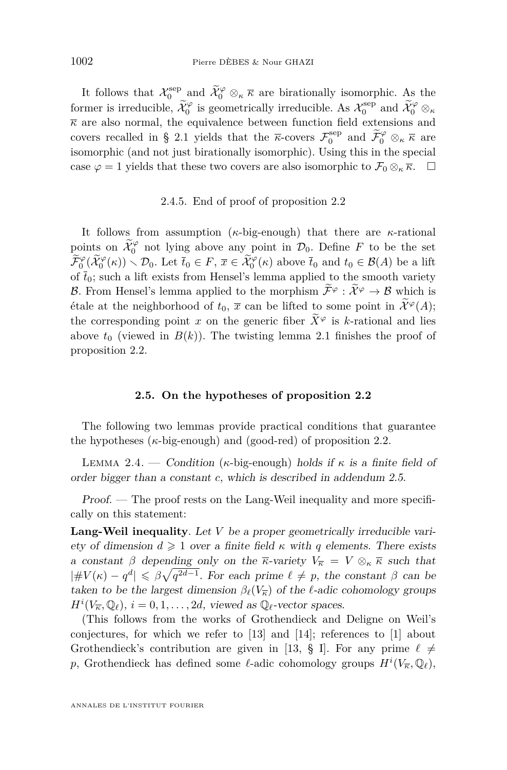It follows that $\mathcal{X}_0^{\mathrm{sep}}$ and $\widetilde{\mathcal{X}}_0^{\varphi}\otimes_\kappa \overline{\kappa}$ are birationally isomorphic. As the former is irreducible, $\widetilde{\mathcal{X}}_0^{\varphi}$ is geometrically irreducible. As $\mathcal{X}_0^{\mathrm{sep}}$ and $\widetilde{\mathcal{X}}_0^{\varphi}\otimes_\kappa \overline{\kappa}$ are also normal, the equivalence between function field extensions and covers recalled in § 2.1 yields that the $\overline{\kappa}$-covers $\mathcal{F}_0^{\mathrm{sep}}$ and $\widetilde{\mathcal{F}}_0^{\varphi}\otimes_\kappa \overline{\kappa}$ are isomorphic (and not just birationally isomorphic). Using this in the special case $\varphi = 1$ yields that these two covers are also isomorphic to $\mathcal{F}_0 \otimes_\kappa \overline{\kappa}$. □

### 2.4.5. End of proof of proposition 2.2

It follows from assumption ($\kappa$-big-enough) that there are $\kappa$-rational points on $\widetilde{\mathcal{X}}_0^{\varphi}$ not lying above any point in $\mathcal{D}_0$. Define $F$ to be the set $\widetilde{\mathcal{F}}_0^{\varphi}(\widetilde{\mathcal{X}}_0^{\varphi}(\kappa)) \setminus \mathcal{D}_0$. Let $\overline{t}_0 \in F$, $\overline{x} \in \widetilde{\mathcal{X}}_0^{\varphi}(\kappa)$ above $\overline{t}_0$ and $t_0 \in \mathcal{B}(A)$ be a lift of $\overline{t}_0$; such a lift exists from Hensel's lemma applied to the smooth variety $\mathcal{B}$. From Hensel's lemma applied to the morphism $\widetilde{\mathcal{F}}^{\varphi} : \widetilde{\mathcal{X}}^{\varphi} \to \mathcal{B}$ which is étale at the neighborhood of $t_0$, $\overline{x}$ can be lifted to some point in $\widetilde{\mathcal{X}}^{\varphi}(A)$; the corresponding point $x$ on the generic fiber $\widetilde{X}^{\varphi}$ is $k$-rational and lies above $t_0$ (viewed in $B(k)$). The twisting lemma 2.1 finishes the proof of proposition 2.2.

## 2.5. On the hypotheses of proposition 2.2

The following two lemmas provide practical conditions that guarantee the hypotheses ($\kappa$-big-enough) and (good-red) of proposition 2.2.

Lemma 2.4. — *Condition ($\kappa$-big-enough) holds if $\kappa$ is a finite field of order bigger than a constant $c$, which is described in addendum 2.5.*

*Proof.* — The proof rests on the Lang-Weil inequality and more specifically on this statement:

**Lang-Weil inequality**. *Let $V$ be a proper geometrically irreducible variety of dimension $d \geqslant 1$ over a finite field $\kappa$ with $q$ elements. There exists a constant $\beta$ depending only on the $\overline{\kappa}$-variety $V_{\overline{\kappa}} = V \otimes_\kappa \overline{\kappa}$ such that $|\#V(\kappa) - q^d| \leqslant \beta\sqrt{q^{2d-1}}$. For each prime $\ell \neq p$, the constant $\beta$ can be taken to be the largest dimension $\beta_\ell(V_{\overline{\kappa}})$ of the $\ell$-adic cohomology groups $H^i(V_{\overline{\kappa}}, \mathbb{Q}_\ell)$, $i = 0, 1, \ldots, 2d$, viewed as $\mathbb{Q}_\ell$-vector spaces.*

(This follows from the works of Grothendieck and Deligne on Weil's conjectures, for which we refer to [13] and [14]; references to [1] about Grothendieck's contribution are given in [13, § I]. For any prime $\ell \neq p$, Grothendieck has defined some $\ell$-adic cohomology groups $H^i(V_{\overline{\kappa}}, \mathbb{Q}_\ell)$,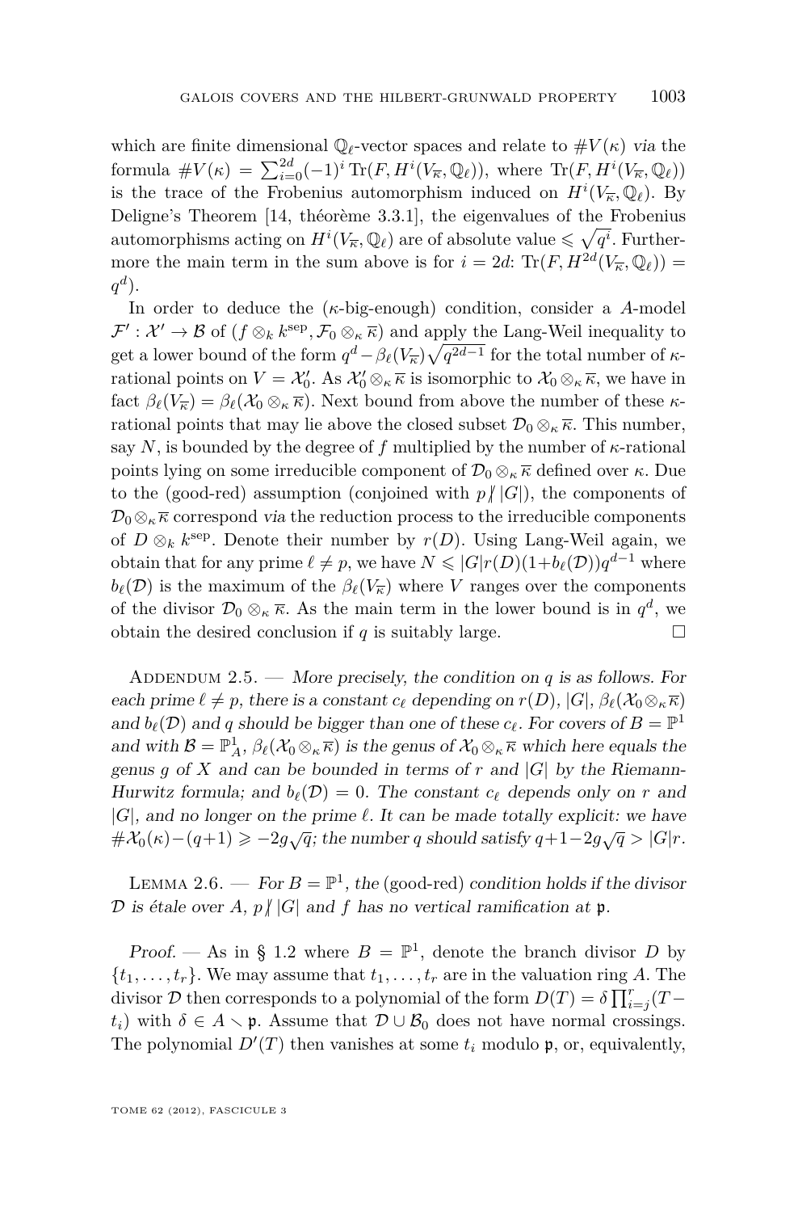which are finite dimensional $\mathbb{Q}_\ell$-vector spaces and relate to $\#V(\kappa)$ *via* the formula $\#V(\kappa) = \sum_{i=0}^{2d}(-1)^i \operatorname{Tr}(F, H^i(V_{\overline{\kappa}}, \mathbb{Q}_\ell))$, where $\operatorname{Tr}(F, H^i(V_{\overline{\kappa}}, \mathbb{Q}_\ell))$ is the trace of the Frobenius automorphism induced on $H^i(V_{\overline{\kappa}}, \mathbb{Q}_\ell)$. By Deligne's Theorem [14, théorème 3.3.1], the eigenvalues of the Frobenius automorphisms acting on $H^i(V_{\overline{\kappa}}, \mathbb{Q}_\ell)$ are of absolute value $\leqslant \sqrt{q^i}$. Furthermore the main term in the sum above is for $i = 2d$: $\operatorname{Tr}(F, H^{2d}(V_{\overline{\kappa}}, \mathbb{Q}_\ell)) = q^d$).

In order to deduce the ($\kappa$-big-enough) condition, consider a $A$-model $\mathcal{F}' : \mathcal{X}' \to \mathcal{B}$ of $(f \otimes_k k^{\mathrm{sep}}, \mathcal{F}_0 \otimes_\kappa \overline{\kappa})$ and apply the Lang-Weil inequality to get a lower bound of the form $q^d - \beta_\ell(V_{\overline{\kappa}})\sqrt{q^{2d-1}}$ for the total number of $\kappa$-rational points on $V = \mathcal{X}'_0$. As $\mathcal{X}'_0 \otimes_\kappa \overline{\kappa}$ is isomorphic to $\mathcal{X}_0 \otimes_\kappa \overline{\kappa}$, we have in fact $\beta_\ell(V_{\overline{\kappa}}) = \beta_\ell(\mathcal{X}_0 \otimes_\kappa \overline{\kappa})$. Next bound from above the number of these $\kappa$-rational points that may lie above the closed subset $\mathcal{D}_0 \otimes_\kappa \overline{\kappa}$. This number, say $N$, is bounded by the degree of $f$ multiplied by the number of $\kappa$-rational points lying on some irreducible component of $\mathcal{D}_0 \otimes_\kappa \overline{\kappa}$ defined over $\kappa$. Due to the (good-red) assumption (conjoined with $p \nmid |G|$), the components of $\mathcal{D}_0 \otimes_\kappa \overline{\kappa}$ correspond *via* the reduction process to the irreducible components of $D \otimes_k k^{\mathrm{sep}}$. Denote their number by $r(D)$. Using Lang-Weil again, we obtain that for any prime $\ell \neq p$, we have $N \leqslant |G| r(D)(1 + b_\ell(\mathcal{D}))q^{d-1}$ where $b_\ell(\mathcal{D})$ is the maximum of the $\beta_\ell(V_{\overline{\kappa}})$ where $V$ ranges over the components of the divisor $\mathcal{D}_0 \otimes_\kappa \overline{\kappa}$. As the main term in the lower bound is in $q^d$, we obtain the desired conclusion if $q$ is suitably large. □

Addendum 2.5. — *More precisely, the condition on $q$ is as follows. For each prime $\ell \neq p$, there is a constant $c_\ell$ depending on $r(D)$, $|G|$, $\beta_\ell(\mathcal{X}_0 \otimes_\kappa \overline{\kappa})$ and $b_\ell(\mathcal{D})$ and $q$ should be bigger than one of these $c_\ell$. For covers of $B = \mathbb{P}^1$ and with $\mathcal{B} = \mathbb{P}^1_A$, $\beta_\ell(\mathcal{X}_0 \otimes_\kappa \overline{\kappa})$ is the genus of $\mathcal{X}_0 \otimes_\kappa \overline{\kappa}$ which here equals the genus $g$ of $X$ and can be bounded in terms of $r$ and $|G|$ by the Riemann-Hurwitz formula; and $b_\ell(\mathcal{D}) = 0$. The constant $c_\ell$ depends only on $r$ and $|G|$, and no longer on the prime $\ell$. It can be made totally explicit: we have $\#\mathcal{X}_0(\kappa) - (q+1) \geqslant -2g\sqrt{q}$; the number $q$ should satisfy $q + 1 - 2g\sqrt{q} > |G|r$.*

Lemma 2.6. — *For $B = \mathbb{P}^1$, the* (good-red) *condition holds if the divisor $\mathcal{D}$ is étale over $A$, $p \nmid |G|$ and $f$ has no vertical ramification at $\mathfrak{p}$.*

*Proof.* — As in § 1.2 where $B = \mathbb{P}^1$, denote the branch divisor $D$ by $\{t_1, \dots, t_r\}$. We may assume that $t_1, \dots, t_r$ are in the valuation ring $A$. The divisor $\mathcal{D}$ then corresponds to a polynomial of the form $D(T) = \delta \prod_{i=j}^r (T - t_i)$ with $\delta \in A \smallsetminus \mathfrak{p}$. Assume that $\mathcal{D} \cup \mathcal{B}_0$ does not have normal crossings. The polynomial $D'(T)$ then vanishes at some $t_i$ modulo $\mathfrak{p}$, or, equivalently,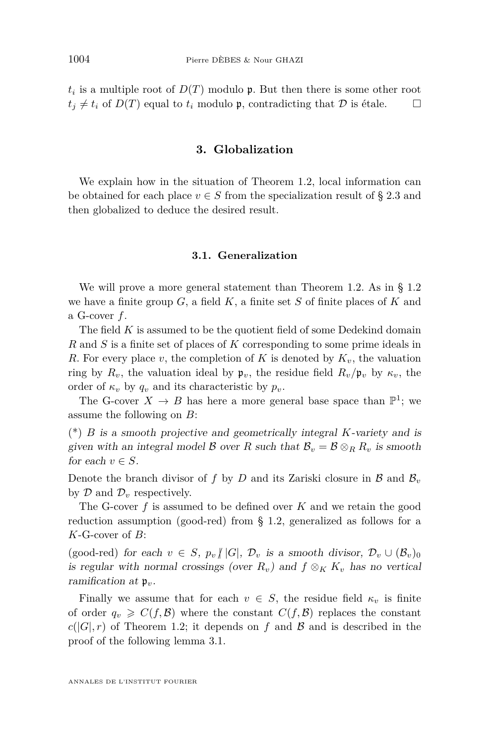$t_i$ is a multiple root of $D(T)$ modulo $\mathfrak{p}$. But then there is some other root $t_j \neq t_i$ of $D(T)$ equal to $t_i$ modulo $\mathfrak{p}$, contradicting that $\mathcal{D}$ is étale. □

## 3. Globalization

We explain how in the situation of Theorem 1.2, local information can be obtained for each place $v \in S$ from the specialization result of § 2.3 and then globalized to deduce the desired result.

### 3.1. Generalization

We will prove a more general statement than Theorem 1.2. As in § 1.2 we have a finite group $G$, a field $K$, a finite set $S$ of finite places of $K$ and a G-cover $f$.

The field $K$ is assumed to be the quotient field of some Dedekind domain $R$ and $S$ is a finite set of places of $K$ corresponding to some prime ideals in $R$. For every place $v$, the completion of $K$ is denoted by $K_v$, the valuation ring by $R_v$, the valuation ideal by $\mathfrak{p}_v$, the residue field $R_v/\mathfrak{p}_v$ by $\kappa_v$, the order of $\kappa_v$ by $q_v$ and its characteristic by $p_v$.

The G-cover $X \to B$ has here a more general base space than $\mathbb{P}^1$; we assume the following on $B$:

(\*) *$B$ is a smooth projective and geometrically integral $K$-variety and is given with an integral model $\mathcal{B}$ over $R$ such that $\mathcal{B}_v = \mathcal{B} \otimes_R R_v$ is smooth for each $v \in S$.*

Denote the branch divisor of $f$ by $D$ and its Zariski closure in $\mathcal{B}$ and $\mathcal{B}_v$ by $\mathcal{D}$ and $\mathcal{D}_v$ respectively.

The G-cover $f$ is assumed to be defined over $K$ and we retain the good reduction assumption (good-red) from § 1.2, generalized as follows for a $K$-G-cover of $B$:

(good-red) *for each $v \in S$, $p_v \not| \, |G|$, $\mathcal{D}_v$ is a smooth divisor, $\mathcal{D}_v \cup (\mathcal{B}_v)_0$ is regular with normal crossings (over $R_v$) and $f \otimes_K K_v$ has no vertical ramification at $\mathfrak{p}_v$.*

Finally we assume that for each $v \in S$, the residue field $\kappa_v$ is finite of order $q_v \geqslant C(f, \mathcal{B})$ where the constant $C(f, \mathcal{B})$ replaces the constant $c(|G|, r)$ of Theorem 1.2; it depends on $f$ and $\mathcal{B}$ and is described in the proof of the following lemma 3.1.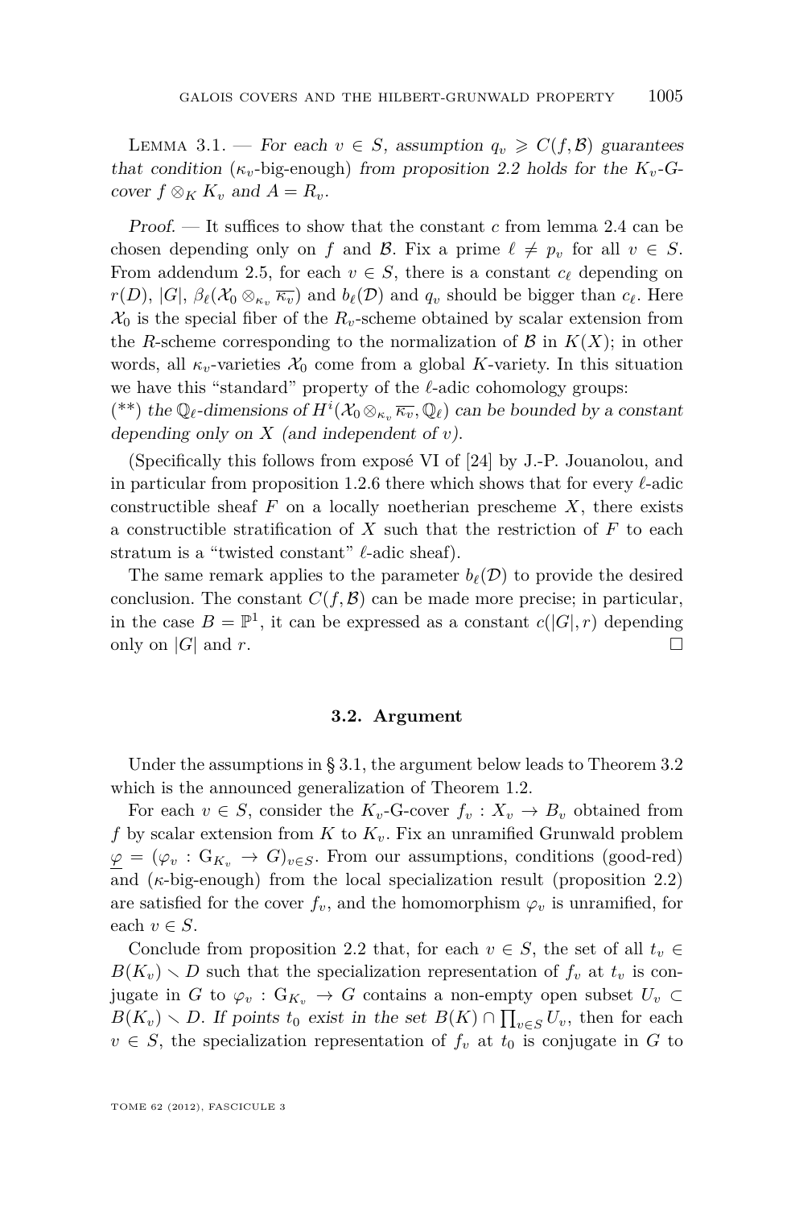Lemma 3.1. — *For each $v \in S$, assumption $q_v \geqslant C(f, \mathcal{B})$ guarantees that condition* ($\kappa_v$-big-enough) *from proposition 2.2 holds for the $K_v$-G-cover $f \otimes_K K_v$ and $A = R_v$.*

*Proof.* — It suffices to show that the constant $c$ from lemma 2.4 can be chosen depending only on $f$ and $\mathcal{B}$. Fix a prime $\ell \neq p_v$ for all $v \in S$. From addendum 2.5, for each $v \in S$, there is a constant $c_\ell$ depending on $r(D)$, $|G|$, $\beta_\ell(\mathcal{X}_0 \otimes_{\kappa_v} \overline{\kappa_v})$ and $b_\ell(\mathcal{D})$ and $q_v$ should be bigger than $c_\ell$. Here $\mathcal{X}_0$ is the special fiber of the $R_v$-scheme obtained by scalar extension from the $R$-scheme corresponding to the normalization of $\mathcal{B}$ in $K(X)$; in other words, all $\kappa_v$-varieties $\mathcal{X}_0$ come from a global $K$-variety. In this situation we have this "standard" property of the $\ell$-adic cohomology groups:
(**) *the $\mathbb{Q}_\ell$-dimensions of $H^i(\mathcal{X}_0 \otimes_{\kappa_v} \overline{\kappa_v}, \mathbb{Q}_\ell)$ can be bounded by a constant depending only on $X$ (and independent of $v$).*

(Specifically this follows from exposé VI of [24] by J.-P. Jouanolou, and in particular from proposition 1.2.6 there which shows that for every $\ell$-adic constructible sheaf $F$ on a locally noetherian prescheme $X$, there exists a constructible stratification of $X$ such that the restriction of $F$ to each stratum is a "twisted constant" $\ell$-adic sheaf).

The same remark applies to the parameter $b_\ell(\mathcal{D})$ to provide the desired conclusion. The constant $C(f, \mathcal{B})$ can be made more precise; in particular, in the case $B = \mathbb{P}^1$, it can be expressed as a constant $c(|G|, r)$ depending only on $|G|$ and $r$. □

### 3.2. Argument

Under the assumptions in § 3.1, the argument below leads to Theorem 3.2 which is the announced generalization of Theorem 1.2.

For each $v \in S$, consider the $K_v$-G-cover $f_v : X_v \to B_v$ obtained from $f$ by scalar extension from $K$ to $K_v$. Fix an unramified Grunwald problem $\underline{\varphi} = (\varphi_v : \mathrm{G}_{K_v} \to G)_{v \in S}$. From our assumptions, conditions (good-red) and ($\kappa$-big-enough) from the local specialization result (proposition 2.2) are satisfied for the cover $f_v$, and the homomorphism $\varphi_v$ is unramified, for each $v \in S$.

Conclude from proposition 2.2 that, for each $v \in S$, the set of all $t_v \in B(K_v) \smallsetminus D$ such that the specialization representation of $f_v$ at $t_v$ is conjugate in $G$ to $\varphi_v : \mathrm{G}_{K_v} \to G$ contains a non-empty open subset $U_v \subset B(K_v) \smallsetminus D$. *If points $t_0$ exist in the set $B(K) \cap \prod_{v \in S} U_v$*, then for each $v \in S$, the specialization representation of $f_v$ at $t_0$ is conjugate in $G$ to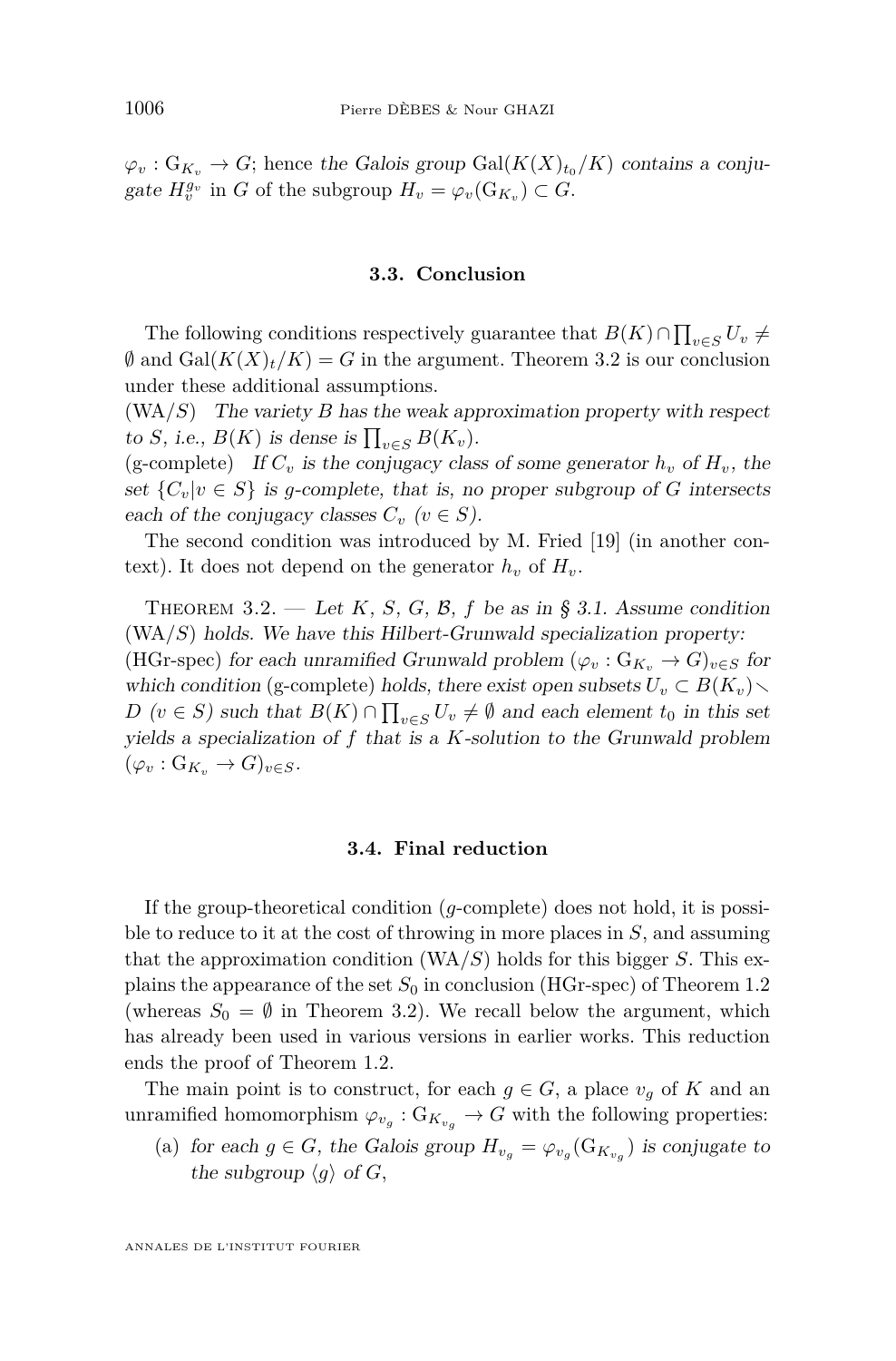$\varphi_v : \mathrm{G}_{K_v} \to G$; hence *the Galois group* $\mathrm{Gal}(K(X)_{t_0}/K)$ *contains a conjugate* $H_v^{g_v}$ in $G$ of the subgroup $H_v = \varphi_v(\mathrm{G}_{K_v}) \subset G$.

### 3.3. Conclusion

The following conditions respectively guarantee that $B(K) \cap \prod_{v\in S} U_v \neq \emptyset$ and $\mathrm{Gal}(K(X)_t/K) = G$ in the argument. Theorem 3.2 is our conclusion under these additional assumptions.

(WA/$S$) *The variety $B$ has the weak approximation property with respect to $S$, i.e., $B(K)$ is dense is $\prod_{v\in S} B(K_v)$.*

(g-complete) *If $C_v$ is the conjugacy class of some generator $h_v$ of $H_v$, the set $\{C_v | v \in S\}$ is g-complete, that is, no proper subgroup of $G$ intersects each of the conjugacy classes $C_v$ ($v \in S$).*

The second condition was introduced by M. Fried [19] (in another context). It does not depend on the generator $h_v$ of $H_v$.

Theorem 3.2. — *Let $K$, $S$, $G$, $\mathcal{B}$, $f$ be as in § 3.1. Assume condition* (WA/$S$) *holds. We have this Hilbert-Grunwald specialization property:*

(HGr-spec) *for each unramified Grunwald problem $(\varphi_v : \mathrm{G}_{K_v} \to G)_{v\in S}$ for which condition* (g-complete) *holds, there exist open subsets $U_v \subset B(K_v) \smallsetminus D$ ($v \in S$) such that $B(K) \cap \prod_{v\in S} U_v \neq \emptyset$ and each element $t_0$ in this set yields a specialization of $f$ that is a $K$-solution to the Grunwald problem $(\varphi_v : \mathrm{G}_{K_v} \to G)_{v\in S}$.*

### 3.4. Final reduction

If the group-theoretical condition ($g$-complete) does not hold, it is possible to reduce to it at the cost of throwing in more places in $S$, and assuming that the approximation condition (WA/$S$) holds for this bigger $S$. This explains the appearance of the set $S_0$ in conclusion (HGr-spec) of Theorem 1.2 (whereas $S_0 = \emptyset$ in Theorem 3.2). We recall below the argument, which has already been used in various versions in earlier works. This reduction ends the proof of Theorem 1.2.

The main point is to construct, for each $g \in G$, a place $v_g$ of $K$ and an unramified homomorphism $\varphi_{v_g} : \mathrm{G}_{K_{v_g}} \to G$ with the following properties:

(a) *for each $g \in G$, the Galois group $H_{v_g} = \varphi_{v_g}(\mathrm{G}_{K_{v_g}})$ is conjugate to the subgroup $\langle g \rangle$ of $G$,*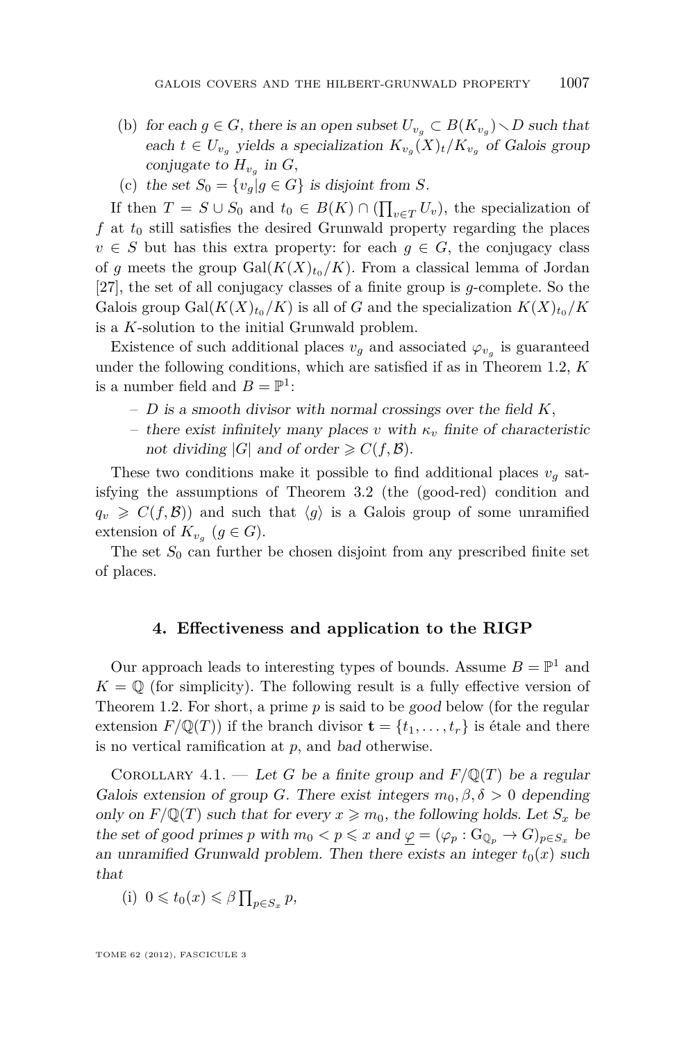(b) *for each $g \in G$, there is an open subset $U_{v_g} \subset B(K_{v_g}) \setminus D$ such that each $t \in U_{v_g}$ yields a specialization $K_{v_g}(X)_t/K_{v_g}$ of Galois group conjugate to $H_{v_g}$ in $G$,*

(c) *the set $S_0 = \{v_g | g \in G\}$ is disjoint from $S$.*

If then $T = S \cup S_0$ and $t_0 \in B(K) \cap (\prod_{v \in T} U_v)$, the specialization of $f$ at $t_0$ still satisfies the desired Grunwald property regarding the places $v \in S$ but has this extra property: for each $g \in G$, the conjugacy class of $g$ meets the group $\mathrm{Gal}(K(X)_{t_0}/K)$. From a classical lemma of Jordan [27], the set of all conjugacy classes of a finite group is $g$-complete. So the Galois group $\mathrm{Gal}(K(X)_{t_0}/K)$ is all of $G$ and the specialization $K(X)_{t_0}/K$ is a $K$-solution to the initial Grunwald problem.

Existence of such additional places $v_g$ and associated $\varphi_{v_g}$ is guaranteed under the following conditions, which are satisfied if as in Theorem 1.2, $K$ is a number field and $B = \mathbb{P}^1$:

– *$D$ is a smooth divisor with normal crossings over the field $K$,*
– *there exist infinitely many places $v$ with $\kappa_v$ finite of characteristic not dividing $|G|$ and of order $\geqslant C(f, \mathcal{B})$.*

These two conditions make it possible to find additional places $v_g$ satisfying the assumptions of Theorem 3.2 (the (good-red) condition and $q_v \geqslant C(f, \mathcal{B})$) and such that $\langle g \rangle$ is a Galois group of some unramified extension of $K_{v_g}$ $(g \in G)$.

The set $S_0$ can further be chosen disjoint from any prescribed finite set of places.

## 4. Effectiveness and application to the RIGP

Our approach leads to interesting types of bounds. Assume $B = \mathbb{P}^1$ and $K = \mathbb{Q}$ (for simplicity). The following result is a fully effective version of Theorem 1.2. For short, a prime $p$ is said to be *good* below (for the regular extension $F/\mathbb{Q}(T)$) if the branch divisor $\mathbf{t} = \{t_1, \ldots, t_r\}$ is étale and there is no vertical ramification at $p$, and *bad* otherwise.

Corollary 4.1. — *Let $G$ be a finite group and $F/\mathbb{Q}(T)$ be a regular Galois extension of group $G$. There exist integers $m_0, \beta, \delta > 0$ depending only on $F/\mathbb{Q}(T)$ such that for every $x \geqslant m_0$, the following holds. Let $S_x$ be the set of good primes $p$ with $m_0 < p \leqslant x$ and $\underline{\varphi} = (\varphi_p : \mathrm{G}_{\mathbb{Q}_p} \to G)_{p \in S_x}$ be an unramified Grunwald problem. Then there exists an integer $t_0(x)$ such that*

(i) $0 \leqslant t_0(x) \leqslant \beta \prod_{p \in S_x} p$,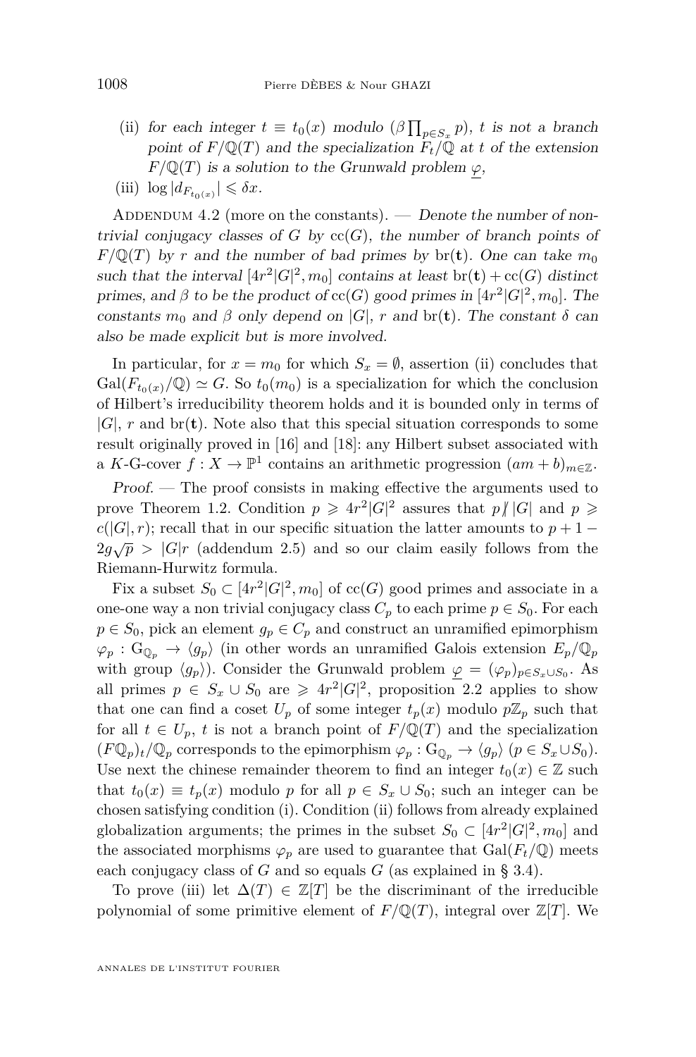(ii) *for each integer* $t \equiv t_0(x)$ *modulo* $(\beta \prod_{p\in S_x} p)$, $t$ *is not a branch point of* $F/\mathbb{Q}(T)$ *and the specialization* $F_t/\mathbb{Q}$ *at* $t$ *of the extension* $F/\mathbb{Q}(T)$ *is a solution to the Grunwald problem* $\underline{\varphi}$,

(iii) $\log |d_{F_{t_0(x)}}| \leqslant \delta x$.

Addendum 4.2 (more on the constants). — *Denote the number of non-trivial conjugacy classes of* $G$ *by* $\mathrm{cc}(G)$, *the number of branch points of* $F/\mathbb{Q}(T)$ *by* $r$ *and the number of bad primes by* $\mathrm{br}(\mathbf{t})$. *One can take* $m_0$ *such that the interval* $[4r^2|G|^2, m_0]$ *contains at least* $\mathrm{br}(\mathbf{t}) + \mathrm{cc}(G)$ *distinct primes, and* $\beta$ *to be the product of* $\mathrm{cc}(G)$ *good primes in* $[4r^2|G|^2, m_0]$. *The constants* $m_0$ *and* $\beta$ *only depend on* $|G|$, $r$ *and* $\mathrm{br}(\mathbf{t})$. *The constant* $\delta$ *can also be made explicit but is more involved.*

In particular, for $x = m_0$ for which $S_x = \emptyset$, assertion (ii) concludes that $\mathrm{Gal}(F_{t_0(x)}/\mathbb{Q}) \simeq G$. So $t_0(m_0)$ is a specialization for which the conclusion of Hilbert's irreducibility theorem holds and it is bounded only in terms of $|G|$, $r$ and $\mathrm{br}(\mathbf{t})$. Note also that this special situation corresponds to some result originally proved in [16] and [18]: any Hilbert subset associated with a $K$-G-cover $f : X \to \mathbb{P}^1$ contains an arithmetic progression $(am + b)_{m\in\mathbb{Z}}$.

*Proof.* — The proof consists in making effective the arguments used to prove Theorem 1.2. Condition $p \geqslant 4r^2|G|^2$ assures that $p \not| \, |G|$ and $p \geqslant c(|G|, r)$; recall that in our specific situation the latter amounts to $p + 1 - 2g\sqrt{p} > |G|r$ (addendum 2.5) and so our claim easily follows from the Riemann-Hurwitz formula.

Fix a subset $S_0 \subset [4r^2|G|^2, m_0]$ of $\mathrm{cc}(G)$ good primes and associate in a one-one way a non trivial conjugacy class $C_p$ to each prime $p \in S_0$. For each $p \in S_0$, pick an element $g_p \in C_p$ and construct an unramified epimorphism $\varphi_p : \mathrm{G}_{\mathbb{Q}_p} \to \langle g_p \rangle$ (in other words an unramified Galois extension $E_p/\mathbb{Q}_p$ with group $\langle g_p \rangle$). Consider the Grunwald problem $\underline{\varphi} = (\varphi_p)_{p\in S_x\cup S_0}$. As all primes $p \in S_x \cup S_0$ are $\geqslant 4r^2|G|^2$, proposition 2.2 applies to show that one can find a coset $U_p$ of some integer $t_p(x)$ modulo $p\mathbb{Z}_p$ such that for all $t \in U_p$, $t$ is not a branch point of $F/\mathbb{Q}(T)$ and the specialization $(F\mathbb{Q}_p)_t/\mathbb{Q}_p$ corresponds to the epimorphism $\varphi_p : \mathrm{G}_{\mathbb{Q}_p} \to \langle g_p \rangle$ ($p \in S_x \cup S_0$). Use next the chinese remainder theorem to find an integer $t_0(x) \in \mathbb{Z}$ such that $t_0(x) \equiv t_p(x)$ modulo $p$ for all $p \in S_x \cup S_0$; such an integer can be chosen satisfying condition (i). Condition (ii) follows from already explained globalization arguments; the primes in the subset $S_0 \subset [4r^2|G|^2, m_0]$ and the associated morphisms $\varphi_p$ are used to guarantee that $\mathrm{Gal}(F_t/\mathbb{Q})$ meets each conjugacy class of $G$ and so equals $G$ (as explained in § 3.4).

To prove (iii) let $\Delta(T) \in \mathbb{Z}[T]$ be the discriminant of the irreducible polynomial of some primitive element of $F/\mathbb{Q}(T)$, integral over $\mathbb{Z}[T]$. We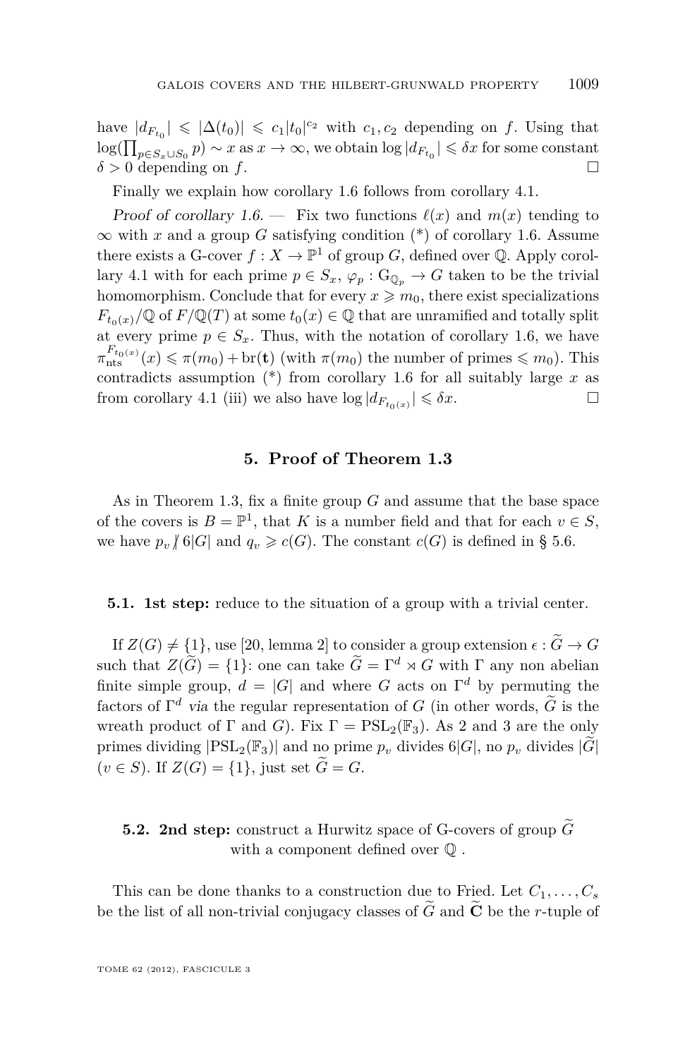have $|d_{F_{t_0}}| \leqslant |\Delta(t_0)| \leqslant c_1|t_0|^{c_2}$ with $c_1, c_2$ depending on $f$. Using that $\log(\prod_{p\in S_x\cup S_0} p) \sim x$ as $x\to\infty$, we obtain $\log|d_{F_{t_0}}| \leqslant \delta x$ for some constant $\delta > 0$ depending on $f$. □

Finally we explain how corollary 1.6 follows from corollary 4.1.

*Proof of corollary 1.6.* — Fix two functions $\ell(x)$ and $m(x)$ tending to $\infty$ with $x$ and a group $G$ satisfying condition (*) of corollary 1.6. Assume there exists a G-cover $f : X \to \mathbb{P}^1$ of group $G$, defined over $\mathbb{Q}$. Apply corollary 4.1 with for each prime $p \in S_x$, $\varphi_p : \mathrm{G}_{\mathbb{Q}_p} \to G$ taken to be the trivial homomorphism. Conclude that for every $x \geqslant m_0$, there exist specializations $F_{t_0(x)}/\mathbb{Q}$ of $F/\mathbb{Q}(T)$ at some $t_0(x)\in\mathbb{Q}$ that are unramified and totally split at every prime $p \in S_x$. Thus, with the notation of corollary 1.6, we have $\pi_{\mathrm{nts}}^{F_{t_0(x)}}(x) \leqslant \pi(m_0) + \mathrm{br}(\mathbf{t})$ (with $\pi(m_0)$ the number of primes $\leqslant m_0$). This contradicts assumption (*) from corollary 1.6 for all suitably large $x$ as from corollary 4.1 (iii) we also have $\log|d_{F_{t_0(x)}}| \leqslant \delta x$. □

## 5. Proof of Theorem 1.3

As in Theorem 1.3, fix a finite group $G$ and assume that the base space of the covers is $B = \mathbb{P}^1$, that $K$ is a number field and that for each $v \in S$, we have $p_v \nmid 6|G|$ and $q_v \geqslant c(G)$. The constant $c(G)$ is defined in § 5.6.

### 5.1. 1st step: reduce to the situation of a group with a trivial center.

If $Z(G) \neq \{1\}$, use [20, lemma 2] to consider a group extension $\epsilon : \widetilde{G} \to G$ such that $Z(\widetilde{G}) = \{1\}$: one can take $\widetilde{G} = \Gamma^d \rtimes G$ with $\Gamma$ any non abelian finite simple group, $d = |G|$ and where $G$ acts on $\Gamma^d$ by permuting the factors of $\Gamma^d$ *via* the regular representation of $G$ (in other words, $\widetilde{G}$ is the wreath product of $\Gamma$ and $G$). Fix $\Gamma = \mathrm{PSL}_2(\mathbb{F}_3)$. As 2 and 3 are the only primes dividing $|\mathrm{PSL}_2(\mathbb{F}_3)|$ and no prime $p_v$ divides $6|G|$, no $p_v$ divides $|\widetilde{G}|$ ($v \in S$). If $Z(G) = \{1\}$, just set $\widetilde{G} = G$.

### 5.2. 2nd step: construct a Hurwitz space of G-covers of group $\widetilde{G}$ with a component defined over $\mathbb{Q}$ .

This can be done thanks to a construction due to Fried. Let $C_1, \ldots, C_s$ be the list of all non-trivial conjugacy classes of $\widetilde{G}$ and $\widetilde{\mathbf{C}}$ be the $r$-tuple of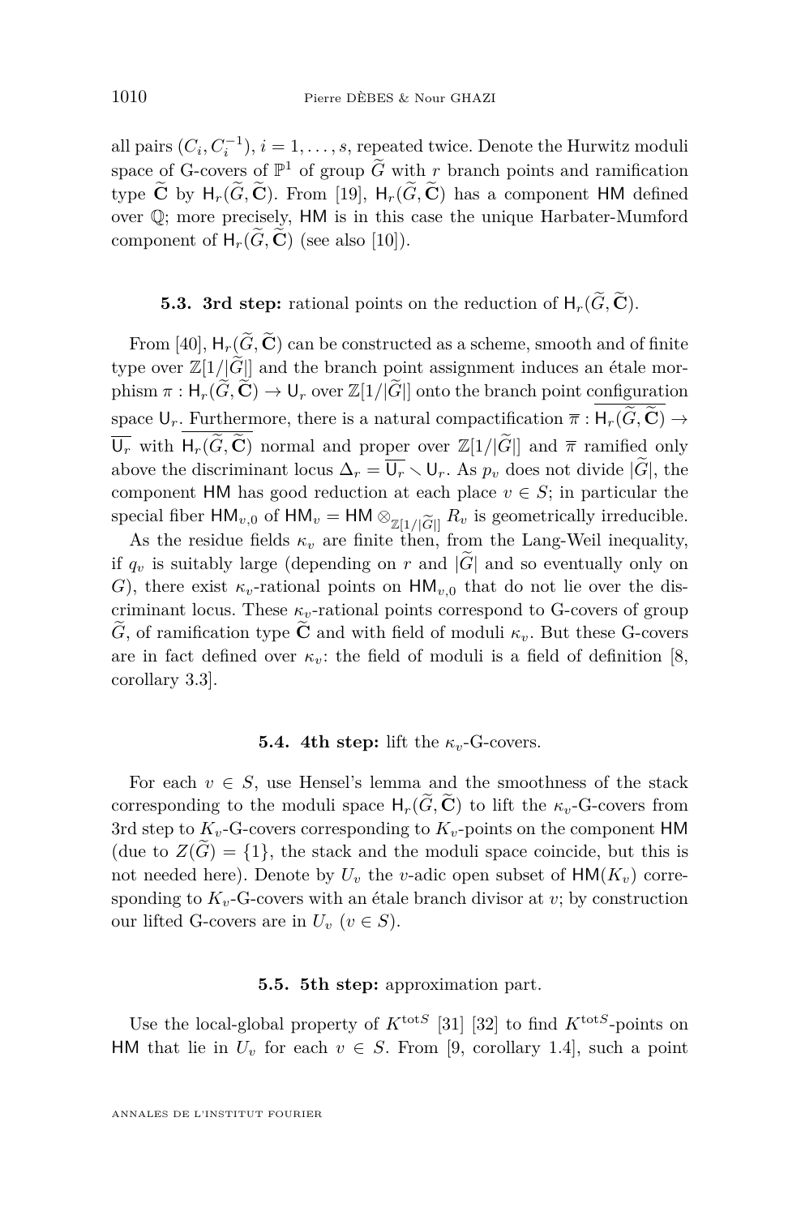all pairs $(C_i, C_i^{-1})$, $i = 1, \ldots, s$, repeated twice. Denote the Hurwitz moduli space of G-covers of $\mathbb{P}^1$ of group $\widetilde{G}$ with $r$ branch points and ramification type $\widetilde{\mathbf{C}}$ by $\mathsf{H}_r(\widetilde{G}, \widetilde{\mathbf{C}})$. From [19], $\mathsf{H}_r(\widetilde{G}, \widetilde{\mathbf{C}})$ has a component $\mathsf{HM}$ defined over $\mathbb{Q}$; more precisely, $\mathsf{HM}$ is in this case the unique Harbater-Mumford component of $\mathsf{H}_r(\widetilde{G}, \widetilde{\mathbf{C}})$ (see also [10]).

### 5.3. **3rd step:** rational points on the reduction of $\mathsf{H}_r(\widetilde{G}, \widetilde{\mathbf{C}})$.

From [40], $\mathsf{H}_r(\widetilde{G}, \widetilde{\mathbf{C}})$ can be constructed as a scheme, smooth and of finite type over $\mathbb{Z}[1/|\widetilde{G}|]$ and the branch point assignment induces an étale morphism $\pi : \mathsf{H}_r(\widetilde{G}, \widetilde{\mathbf{C}}) \to \mathsf{U}_r$ over $\mathbb{Z}[1/|\widetilde{G}|]$ onto the branch point configuration space $\mathsf{U}_r$. Furthermore, there is a natural compactification $\overline{\pi} : \overline{\mathsf{H}_r(\widetilde{G}, \widetilde{\mathbf{C}})} \to \overline{\mathsf{U}_r}$ with $\overline{\mathsf{H}_r(\widetilde{G}, \widetilde{\mathbf{C}})}$ normal and proper over $\mathbb{Z}[1/|\widetilde{G}|]$ and $\overline{\pi}$ ramified only above the discriminant locus $\Delta_r = \overline{\mathsf{U}_r} \smallsetminus \mathsf{U}_r$. As $p_v$ does not divide $|\widetilde{G}|$, the component $\mathsf{HM}$ has good reduction at each place $v \in S$; in particular the special fiber $\mathsf{HM}_{v,0}$ of $\mathsf{HM}_v = \mathsf{HM} \otimes_{\mathbb{Z}[1/|\widetilde{G}|]} R_v$ is geometrically irreducible.

As the residue fields $\kappa_v$ are finite then, from the Lang-Weil inequality, if $q_v$ is suitably large (depending on $r$ and $|\widetilde{G}|$ and so eventually only on $G$), there exist $\kappa_v$-rational points on $\mathsf{HM}_{v,0}$ that do not lie over the discriminant locus. These $\kappa_v$-rational points correspond to G-covers of group $\widetilde{G}$, of ramification type $\widetilde{\mathbf{C}}$ and with field of moduli $\kappa_v$. But these G-covers are in fact defined over $\kappa_v$: the field of moduli is a field of definition [8, corollary 3.3].

### 5.4. **4th step:** lift the $\kappa_v$-G-covers.

For each $v \in S$, use Hensel's lemma and the smoothness of the stack corresponding to the moduli space $\mathsf{H}_r(\widetilde{G}, \widetilde{\mathbf{C}})$ to lift the $\kappa_v$-G-covers from 3rd step to $K_v$-G-covers corresponding to $K_v$-points on the component $\mathsf{HM}$ (due to $Z(\widetilde{G}) = \{1\}$, the stack and the moduli space coincide, but this is not needed here). Denote by $U_v$ the $v$-adic open subset of $\mathsf{HM}(K_v)$ corresponding to $K_v$-G-covers with an étale branch divisor at $v$; by construction our lifted G-covers are in $U_v$ ($v \in S$).

### 5.5. **5th step:** approximation part.

Use the local-global property of $K^{\mathrm{tot}S}$ [31] [32] to find $K^{\mathrm{tot}S}$-points on $\mathsf{HM}$ that lie in $U_v$ for each $v \in S$. From [9, corollary 1.4], such a point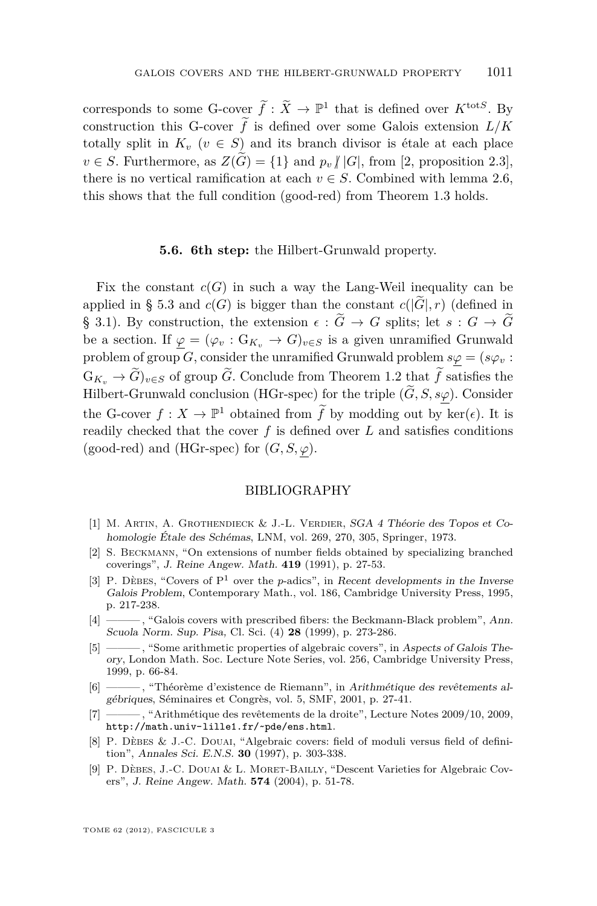corresponds to some G-cover $\widetilde{f} : \widetilde{X} \to \mathbb{P}^1$ that is defined over $K^{\mathrm{tot}S}$. By construction this G-cover $\widetilde{f}$ is defined over some Galois extension $L/K$ totally split in $K_v$ ($v \in S$) and its branch divisor is étale at each place $v \in S$. Furthermore, as $Z(\widetilde{G}) = \{1\}$ and $p_v \not| \, |G|$, from [2, proposition 2.3], there is no vertical ramification at each $v \in S$. Combined with lemma 2.6, this shows that the full condition (good-red) from Theorem 1.3 holds.

### 5.6. 6th step: the Hilbert-Grunwald property.

Fix the constant $c(G)$ in such a way the Lang-Weil inequality can be applied in § 5.3 and $c(G)$ is bigger than the constant $c(|\widetilde{G}|, r)$ (defined in § 3.1). By construction, the extension $\epsilon : \widetilde{G} \to G$ splits; let $s : G \to \widetilde{G}$ be a section. If $\underline{\varphi} = (\varphi_v : \mathrm{G}_{K_v} \to G)_{v \in S}$ is a given unramified Grunwald problem of group $G$, consider the unramified Grunwald problem $s\underline{\varphi} = (s\varphi_v : \mathrm{G}_{K_v} \to \widetilde{G})_{v \in S}$ of group $\widetilde{G}$. Conclude from Theorem 1.2 that $\widetilde{f}$ satisfies the Hilbert-Grunwald conclusion (HGr-spec) for the triple $(\widetilde{G}, S, s\underline{\varphi})$. Consider the G-cover $f : X \to \mathbb{P}^1$ obtained from $\widetilde{f}$ by modding out by $\ker(\epsilon)$. It is readily checked that the cover $f$ is defined over $L$ and satisfies conditions (good-red) and (HGr-spec) for $(G, S, \underline{\varphi})$.

## BIBLIOGRAPHY

[1] M. Artin, A. Grothendieck & J.-L. Verdier, *SGA 4 Théorie des Topos et Cohomologie Étale des Schémas*, LNM, vol. 269, 270, 305, Springer, 1973.

[2] S. Beckmann, "On extensions of number fields obtained by specializing branched coverings", *J. Reine Angew. Math.* **419** (1991), p. 27-53.

[3] P. Dèbes, "Covers of $\mathrm{P}^1$ over the $p$-adics", in *Recent developments in the Inverse Galois Problem*, Contemporary Math., vol. 186, Cambridge University Press, 1995, p. 217-238.

[4] ———, "Galois covers with prescribed fibers: the Beckmann-Black problem", *Ann. Scuola Norm. Sup. Pisa,* Cl. Sci. (4) **28** (1999), p. 273-286.

[5] ———, "Some arithmetic properties of algebraic covers", in *Aspects of Galois Theory*, London Math. Soc. Lecture Note Series, vol. 256, Cambridge University Press, 1999, p. 66-84.

[6] ———, "Théorème d'existence de Riemann", in *Arithmétique des revêtements algébriques*, Séminaires et Congrès, vol. 5, SMF, 2001, p. 27-41.

[7] ———, "Arithmétique des revêtements de la droite", Lecture Notes 2009/10, 2009, http://math.univ-lille1.fr/~pde/ens.html.

[8] P. Dèbes & J.-C. Douai, "Algebraic covers: field of moduli versus field of definition", *Annales Sci. E.N.S.* **30** (1997), p. 303-338.

[9] P. Dèbes, J.-C. Douai & L. Moret-Bailly, "Descent Varieties for Algebraic Covers", *J. Reine Angew. Math.* **574** (2004), p. 51-78.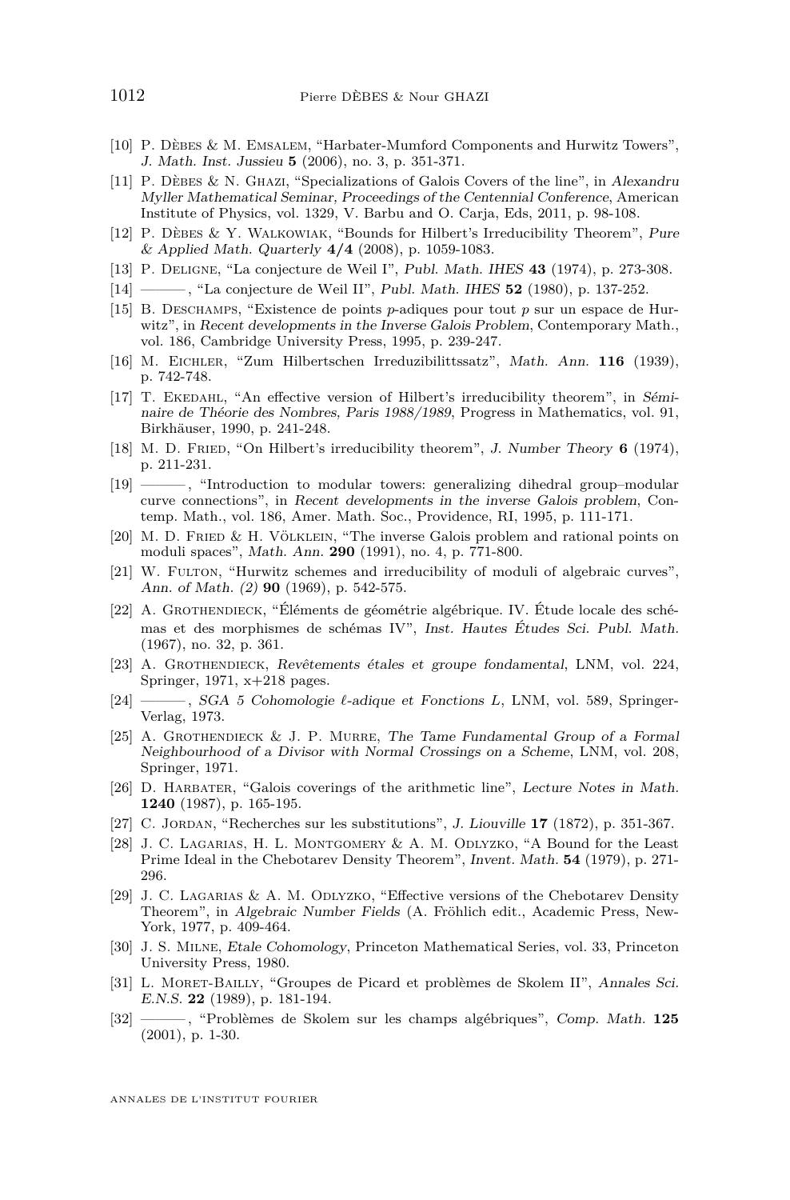[10] P. Dèbes & M. Emsalem, "Harbater-Mumford Components and Hurwitz Towers", *J. Math. Inst. Jussieu* **5** (2006), no. 3, p. 351-371.

[11] P. Dèbes & N. Ghazi, "Specializations of Galois Covers of the line", in *Alexandru Myller Mathematical Seminar, Proceedings of the Centennial Conference*, American Institute of Physics, vol. 1329, V. Barbu and O. Carja, Eds, 2011, p. 98-108.

[12] P. Dèbes & Y. Walkowiak, "Bounds for Hilbert's Irreducibility Theorem", *Pure & Applied Math. Quarterly* **4/4** (2008), p. 1059-1083.

[13] P. Deligne, "La conjecture de Weil I", *Publ. Math. IHES* **43** (1974), p. 273-308.

[14] ———, "La conjecture de Weil II", *Publ. Math. IHES* **52** (1980), p. 137-252.

[15] B. Deschamps, "Existence de points $p$-adiques pour tout $p$ sur un espace de Hurwitz", in *Recent developments in the Inverse Galois Problem*, Contemporary Math., vol. 186, Cambridge University Press, 1995, p. 239-247.

[16] M. Eichler, "Zum Hilbertschen Irreduzibilittssatz", *Math. Ann.* **116** (1939), p. 742-748.

[17] T. Ekedahl, "An effective version of Hilbert's irreducibility theorem", in *Séminaire de Théorie des Nombres, Paris 1988/1989*, Progress in Mathematics, vol. 91, Birkhäuser, 1990, p. 241-248.

[18] M. D. Fried, "On Hilbert's irreducibility theorem", *J. Number Theory* **6** (1974), p. 211-231.

[19] ———, "Introduction to modular towers: generalizing dihedral group–modular curve connections", in *Recent developments in the inverse Galois problem*, Contemp. Math., vol. 186, Amer. Math. Soc., Providence, RI, 1995, p. 111-171.

[20] M. D. Fried & H. Völklein, "The inverse Galois problem and rational points on moduli spaces", *Math. Ann.* **290** (1991), no. 4, p. 771-800.

[21] W. Fulton, "Hurwitz schemes and irreducibility of moduli of algebraic curves", *Ann. of Math. (2)* **90** (1969), p. 542-575.

[22] A. Grothendieck, "Éléments de géométrie algébrique. IV. Étude locale des schémas et des morphismes de schémas IV", *Inst. Hautes Études Sci. Publ. Math.* (1967), no. 32, p. 361.

[23] A. Grothendieck, *Revêtements étales et groupe fondamental*, LNM, vol. 224, Springer, 1971, x+218 pages.

[24] ———, *SGA 5 Cohomologie $\ell$-adique et Fonctions L*, LNM, vol. 589, Springer-Verlag, 1973.

[25] A. Grothendieck & J. P. Murre, *The Tame Fundamental Group of a Formal Neighbourhood of a Divisor with Normal Crossings on a Scheme*, LNM, vol. 208, Springer, 1971.

[26] D. Harbater, "Galois coverings of the arithmetic line", *Lecture Notes in Math.* **1240** (1987), p. 165-195.

[27] C. Jordan, "Recherches sur les substitutions", *J. Liouville* **17** (1872), p. 351-367.

[28] J. C. Lagarias, H. L. Montgomery & A. M. Odlyzko, "A Bound for the Least Prime Ideal in the Chebotarev Density Theorem", *Invent. Math.* **54** (1979), p. 271-296.

[29] J. C. Lagarias & A. M. Odlyzko, "Effective versions of the Chebotarev Density Theorem", in *Algebraic Number Fields* (A. Fröhlich edit., Academic Press, New-York, 1977, p. 409-464.

[30] J. S. Milne, *Etale Cohomology*, Princeton Mathematical Series, vol. 33, Princeton University Press, 1980.

[31] L. Moret-Bailly, "Groupes de Picard et problèmes de Skolem II", *Annales Sci. E.N.S.* **22** (1989), p. 181-194.

[32] ———, "Problèmes de Skolem sur les champs algébriques", *Comp. Math.* **125** (2001), p. 1-30.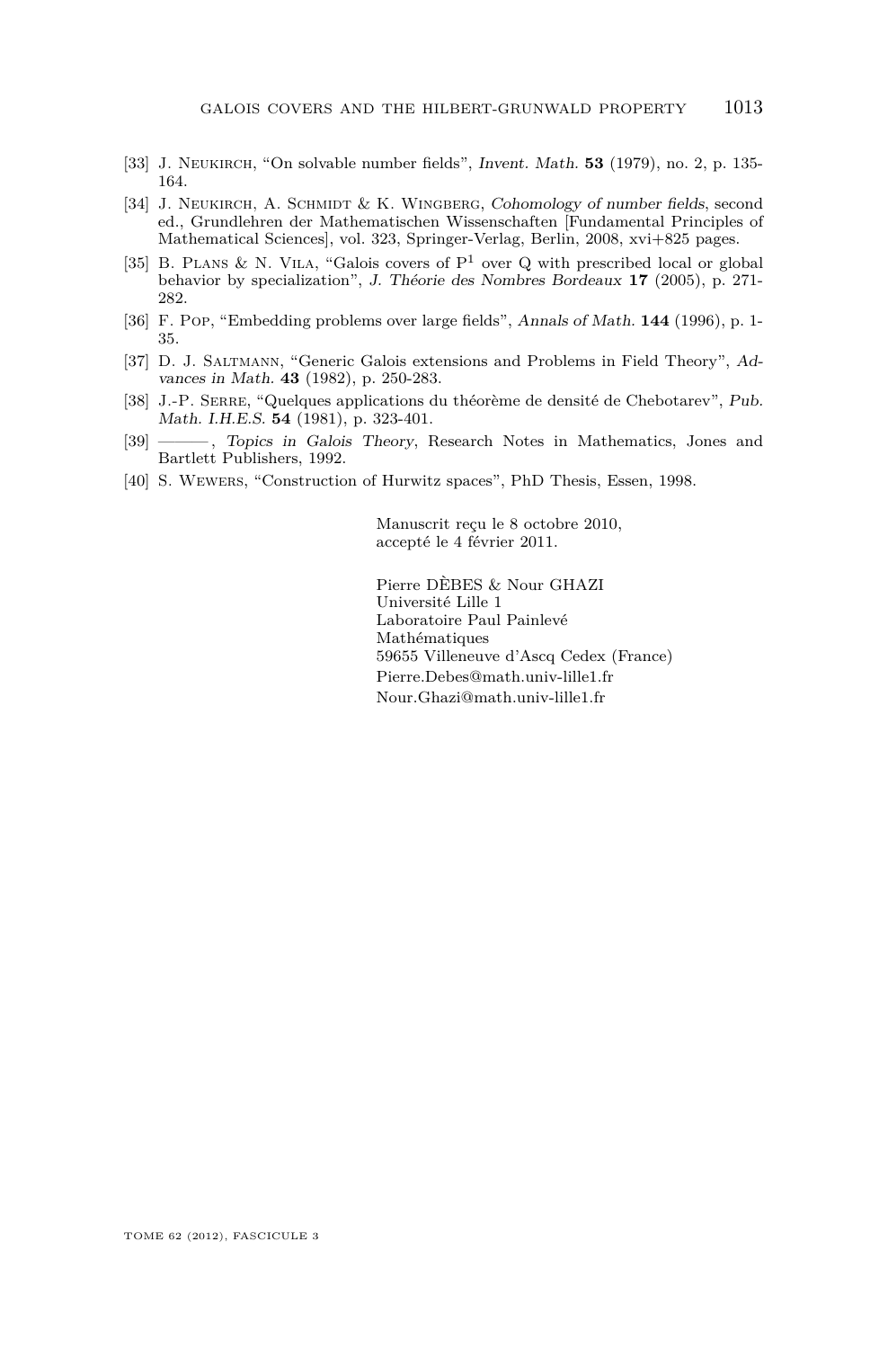[33] J. Neukirch, "On solvable number fields", *Invent. Math.* **53** (1979), no. 2, p. 135-164.

[34] J. Neukirch, A. Schmidt & K. Wingberg, *Cohomology of number fields*, second ed., Grundlehren der Mathematischen Wissenschaften [Fundamental Principles of Mathematical Sciences], vol. 323, Springer-Verlag, Berlin, 2008, xvi+825 pages.

[35] B. Plans & N. Vila, "Galois covers of $\mathrm{P}^1$ over Q with prescribed local or global behavior by specialization", *J. Théorie des Nombres Bordeaux* **17** (2005), p. 271-282.

[36] F. Pop, "Embedding problems over large fields", *Annals of Math.* **144** (1996), p. 1-35.

[37] D. J. Saltmann, "Generic Galois extensions and Problems in Field Theory", *Advances in Math.* **43** (1982), p. 250-283.

[38] J.-P. Serre, "Quelques applications du théorème de densité de Chebotarev", *Pub. Math. I.H.E.S.* **54** (1981), p. 323-401.

[39] ———, *Topics in Galois Theory*, Research Notes in Mathematics, Jones and Bartlett Publishers, 1992.

[40] S. Wewers, "Construction of Hurwitz spaces", PhD Thesis, Essen, 1998.

Manuscrit reçu le 8 octobre 2010,
accepté le 4 février 2011.

Pierre DÈBES & Nour GHAZI
Université Lille 1
Laboratoire Paul Painlevé
Mathématiques
59655 Villeneuve d'Ascq Cedex (France)
Pierre.Debes@math.univ-lille1.fr
Nour.Ghazi@math.univ-lille1.fr